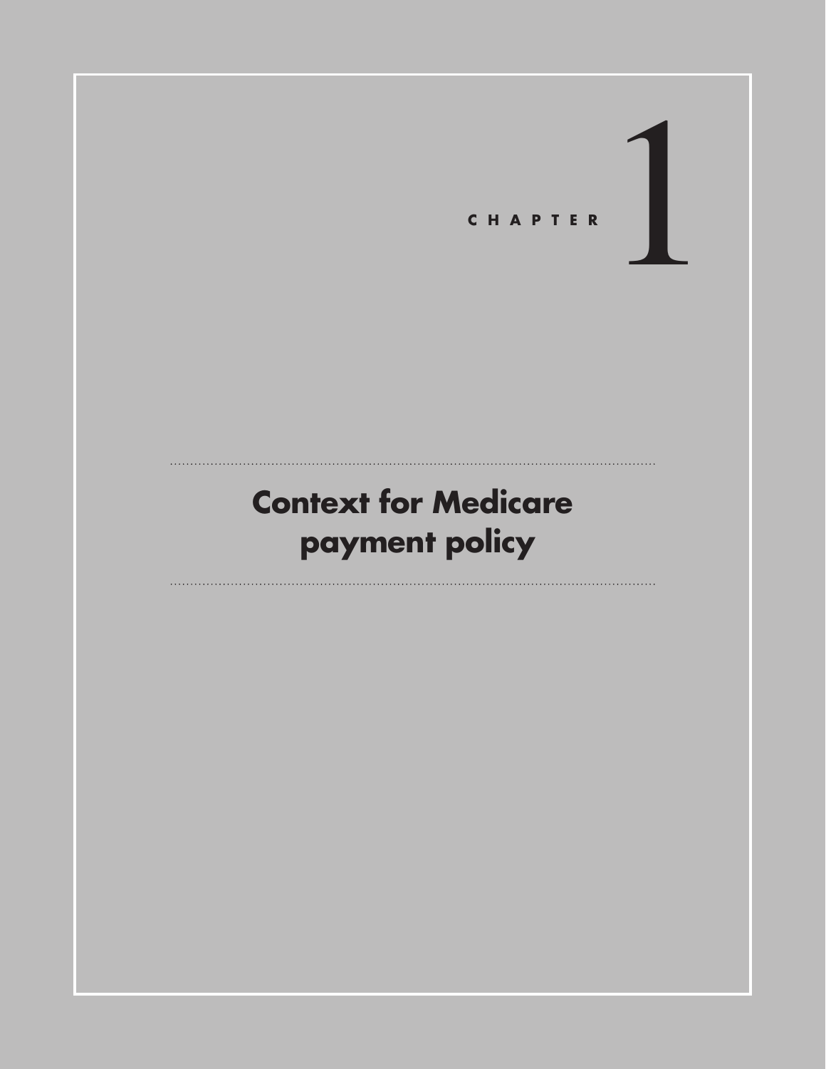CHAPTER 1

# Context for Medicare payment policy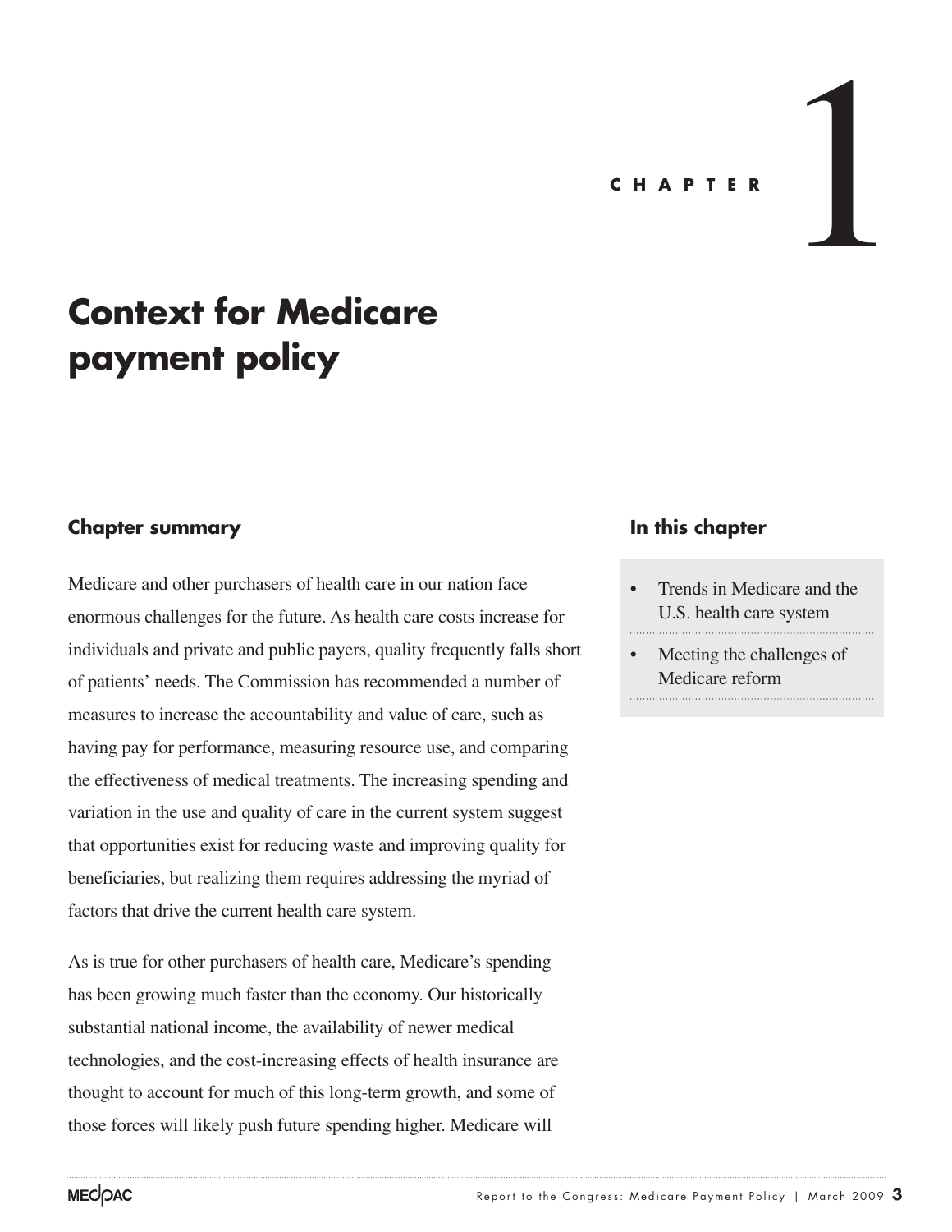# CHAPTER 1

# Context for Medicare payment policy

## Chapter summary

Medicare and other purchasers of health care in our nation face enormous challenges for the future. As health care costs increase for individuals and private and public payers, quality frequently falls short of patients' needs. The Commission has recommended a number of measures to increase the accountability and value of care, such as having pay for performance, measuring resource use, and comparing the effectiveness of medical treatments. The increasing spending and variation in the use and quality of care in the current system suggest that opportunities exist for reducing waste and improving quality for beneficiaries, but realizing them requires addressing the myriad of factors that drive the current health care system.

As is true for other purchasers of health care, Medicare's spending has been growing much faster than the economy. Our historically substantial national income, the availability of newer medical technologies, and the cost-increasing effects of health insurance are thought to account for much of this long-term growth, and some of those forces will likely push future spending higher. Medicare will

## In this chapter

- Trends in Medicare and the U.S. health care system
- Meeting the challenges of Medicare reform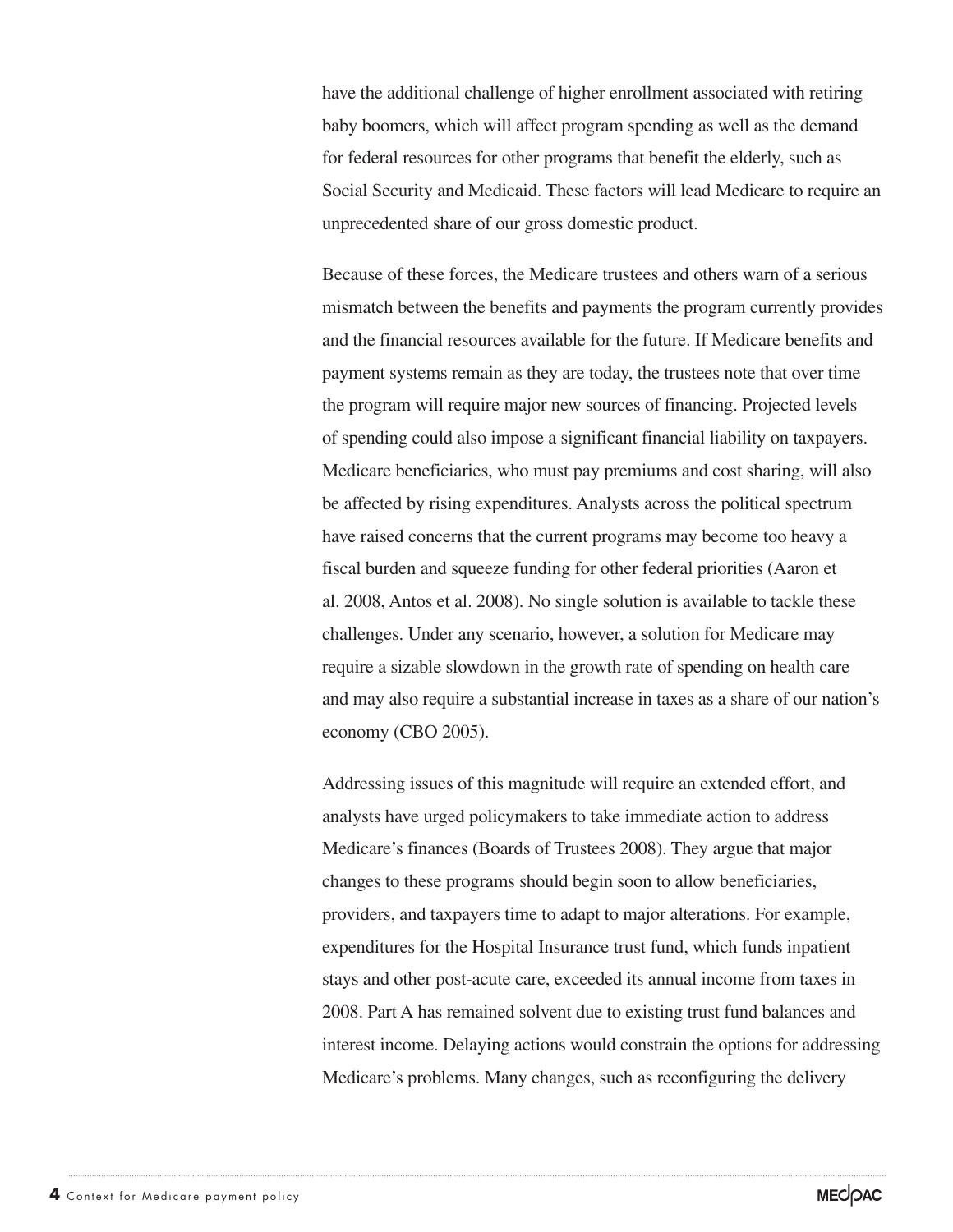have the additional challenge of higher enrollment associated with retiring baby boomers, which will affect program spending as well as the demand for federal resources for other programs that benefit the elderly, such as Social Security and Medicaid. These factors will lead Medicare to require an unprecedented share of our gross domestic product.

Because of these forces, the Medicare trustees and others warn of a serious mismatch between the benefits and payments the program currently provides and the financial resources available for the future. If Medicare benefits and payment systems remain as they are today, the trustees note that over time the program will require major new sources of financing. Projected levels of spending could also impose a significant financial liability on taxpayers. Medicare beneficiaries, who must pay premiums and cost sharing, will also be affected by rising expenditures. Analysts across the political spectrum have raised concerns that the current programs may become too heavy a fiscal burden and squeeze funding for other federal priorities (Aaron et al. 2008, Antos et al. 2008). No single solution is available to tackle these challenges. Under any scenario, however, a solution for Medicare may require a sizable slowdown in the growth rate of spending on health care and may also require a substantial increase in taxes as a share of our nation's economy (CBO 2005).

Addressing issues of this magnitude will require an extended effort, and analysts have urged policymakers to take immediate action to address Medicare's finances (Boards of Trustees 2008). They argue that major changes to these programs should begin soon to allow beneficiaries, providers, and taxpayers time to adapt to major alterations. For example, expenditures for the Hospital Insurance trust fund, which funds inpatient stays and other post-acute care, exceeded its annual income from taxes in 2008. Part A has remained solvent due to existing trust fund balances and interest income. Delaying actions would constrain the options for addressing Medicare's problems. Many changes, such as reconfiguring the delivery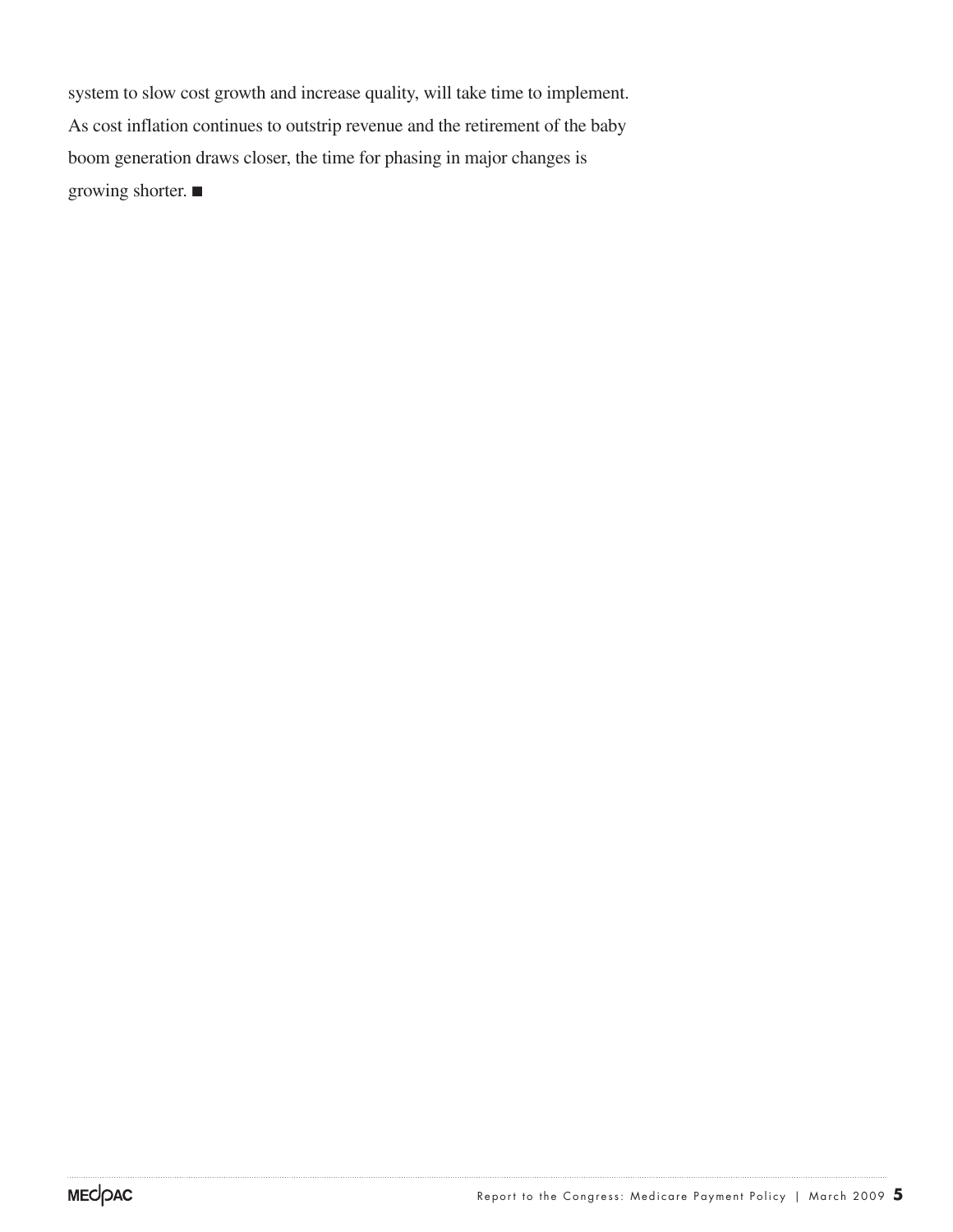system to slow cost growth and increase quality, will take time to implement. As cost inflation continues to outstrip revenue and the retirement of the baby boom generation draws closer, the time for phasing in major changes is growing shorter. ■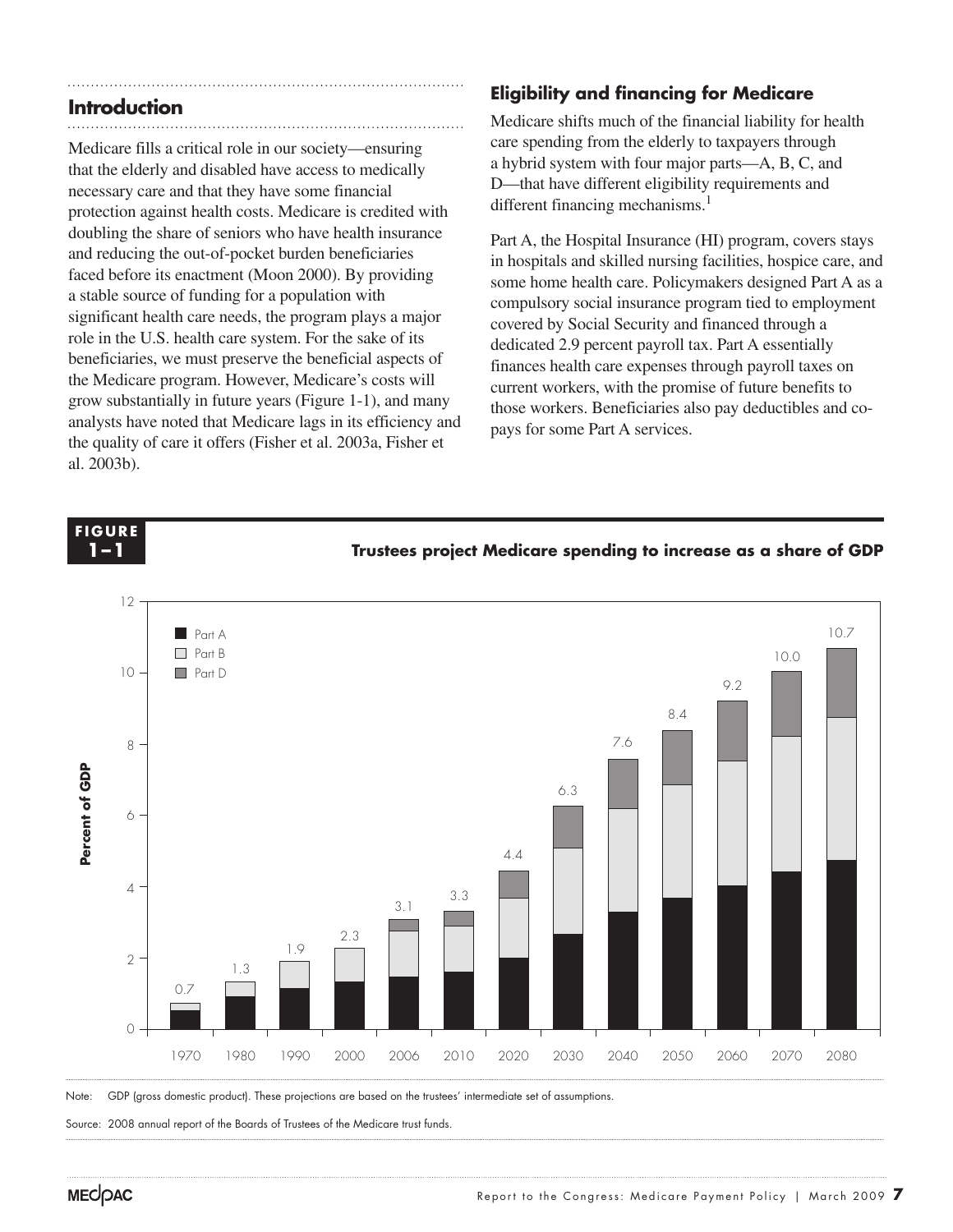## Introduction

Medicare fills a critical role in our society—ensuring that the elderly and disabled have access to medically necessary care and that they have some financial protection against health costs. Medicare is credited with doubling the share of seniors who have health insurance and reducing the out-of-pocket burden beneficiaries faced before its enactment (Moon 2000). By providing a stable source of funding for a population with significant health care needs, the program plays a major role in the U.S. health care system. For the sake of its beneficiaries, we must preserve the beneficial aspects of the Medicare program. However, Medicare's costs will grow substantially in future years (Figure 1-1), and many analysts have noted that Medicare lags in its efficiency and the quality of care it offers (Fisher et al. 2003a, Fisher et al. 2003b).

## Eligibility and financing for Medicare

Medicare shifts much of the financial liability for health care spending from the elderly to taxpayers through a hybrid system with four major parts—A, B, C, and D—that have different eligibility requirements and different financing mechanisms.[1]

Part A, the Hospital Insurance (HI) program, covers stays in hospitals and skilled nursing facilities, hospice care, and some home health care. Policymakers designed Part A as a compulsory social insurance program tied to employment covered by Social Security and financed through a dedicated 2.9 percent payroll tax. Part A essentially finances health care expenses through payroll taxes on current workers, with the promise of future benefits to those workers. Beneficiaries also pay deductibles and co-pays for some Part A services.

**FIGURE 1–1**

**Trustees project Medicare spending to increase as a share of GDP**

| Year | Total Medicare spending (percent of GDP) |
|---|---|
| 1970 | 0.7 |
| 1980 | 1.3 |
| 1990 | 1.9 |
| 2000 | 2.3 |
| 2006 | 3.1 |
| 2010 | 3.3 |
| 2020 | 4.4 |
| 2030 | 6.3 |
| 2040 | 7.6 |
| 2050 | 8.4 |
| 2060 | 9.2 |
| 2070 | 10.0 |
| 2080 | 10.7 |

(Stacked bars show Part A, Part B, and Part D components.)

Note: GDP (gross domestic product). These projections are based on the trustees' intermediate set of assumptions.

Source: 2008 annual report of the Boards of Trustees of the Medicare trust funds.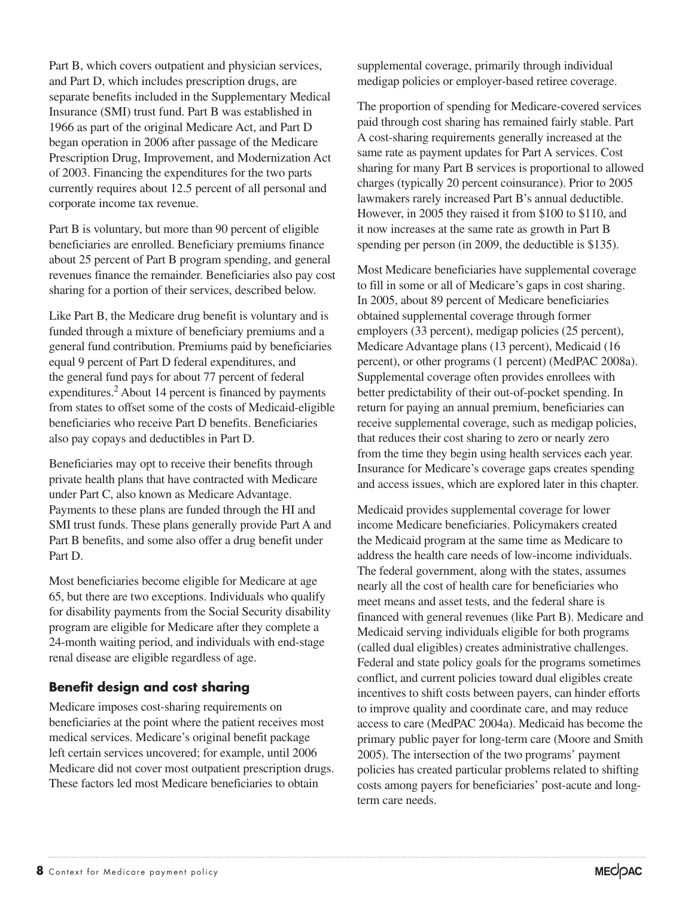Part B, which covers outpatient and physician services, and Part D, which includes prescription drugs, are separate benefits included in the Supplementary Medical Insurance (SMI) trust fund. Part B was established in 1966 as part of the original Medicare Act, and Part D began operation in 2006 after passage of the Medicare Prescription Drug, Improvement, and Modernization Act of 2003. Financing the expenditures for the two parts currently requires about 12.5 percent of all personal and corporate income tax revenue.

Part B is voluntary, but more than 90 percent of eligible beneficiaries are enrolled. Beneficiary premiums finance about 25 percent of Part B program spending, and general revenues finance the remainder. Beneficiaries also pay cost sharing for a portion of their services, described below.

Like Part B, the Medicare drug benefit is voluntary and is funded through a mixture of beneficiary premiums and a general fund contribution. Premiums paid by beneficiaries equal 9 percent of Part D federal expenditures, and the general fund pays for about 77 percent of federal expenditures.[2] About 14 percent is financed by payments from states to offset some of the costs of Medicaid-eligible beneficiaries who receive Part D benefits. Beneficiaries also pay copays and deductibles in Part D.

Beneficiaries may opt to receive their benefits through private health plans that have contracted with Medicare under Part C, also known as Medicare Advantage. Payments to these plans are funded through the HI and SMI trust funds. These plans generally provide Part A and Part B benefits, and some also offer a drug benefit under Part D.

Most beneficiaries become eligible for Medicare at age 65, but there are two exceptions. Individuals who qualify for disability payments from the Social Security disability program are eligible for Medicare after they complete a 24-month waiting period, and individuals with end-stage renal disease are eligible regardless of age.

## Benefit design and cost sharing

Medicare imposes cost-sharing requirements on beneficiaries at the point where the patient receives most medical services. Medicare's original benefit package left certain services uncovered; for example, until 2006 Medicare did not cover most outpatient prescription drugs. These factors led most Medicare beneficiaries to obtain supplemental coverage, primarily through individual medigap policies or employer-based retiree coverage.

The proportion of spending for Medicare-covered services paid through cost sharing has remained fairly stable. Part A cost-sharing requirements generally increased at the same rate as payment updates for Part A services. Cost sharing for many Part B services is proportional to allowed charges (typically 20 percent coinsurance). Prior to 2005 lawmakers rarely increased Part B's annual deductible. However, in 2005 they raised it from $100 to $110, and it now increases at the same rate as growth in Part B spending per person (in 2009, the deductible is $135).

Most Medicare beneficiaries have supplemental coverage to fill in some or all of Medicare's gaps in cost sharing. In 2005, about 89 percent of Medicare beneficiaries obtained supplemental coverage through former employers (33 percent), medigap policies (25 percent), Medicare Advantage plans (13 percent), Medicaid (16 percent), or other programs (1 percent) (MedPAC 2008a). Supplemental coverage often provides enrollees with better predictability of their out-of-pocket spending. In return for paying an annual premium, beneficiaries can receive supplemental coverage, such as medigap policies, that reduces their cost sharing to zero or nearly zero from the time they begin using health services each year. Insurance for Medicare's coverage gaps creates spending and access issues, which are explored later in this chapter.

Medicaid provides supplemental coverage for lower income Medicare beneficiaries. Policymakers created the Medicaid program at the same time as Medicare to address the health care needs of low-income individuals. The federal government, along with the states, assumes nearly all the cost of health care for beneficiaries who meet means and asset tests, and the federal share is financed with general revenues (like Part B). Medicare and Medicaid serving individuals eligible for both programs (called dual eligibles) creates administrative challenges. Federal and state policy goals for the programs sometimes conflict, and current policies toward dual eligibles create incentives to shift costs between payers, can hinder efforts to improve quality and coordinate care, and may reduce access to care (MedPAC 2004a). Medicaid has become the primary public payer for long-term care (Moore and Smith 2005). The intersection of the two programs' payment policies has created particular problems related to shifting costs among payers for beneficiaries' post-acute and long-term care needs.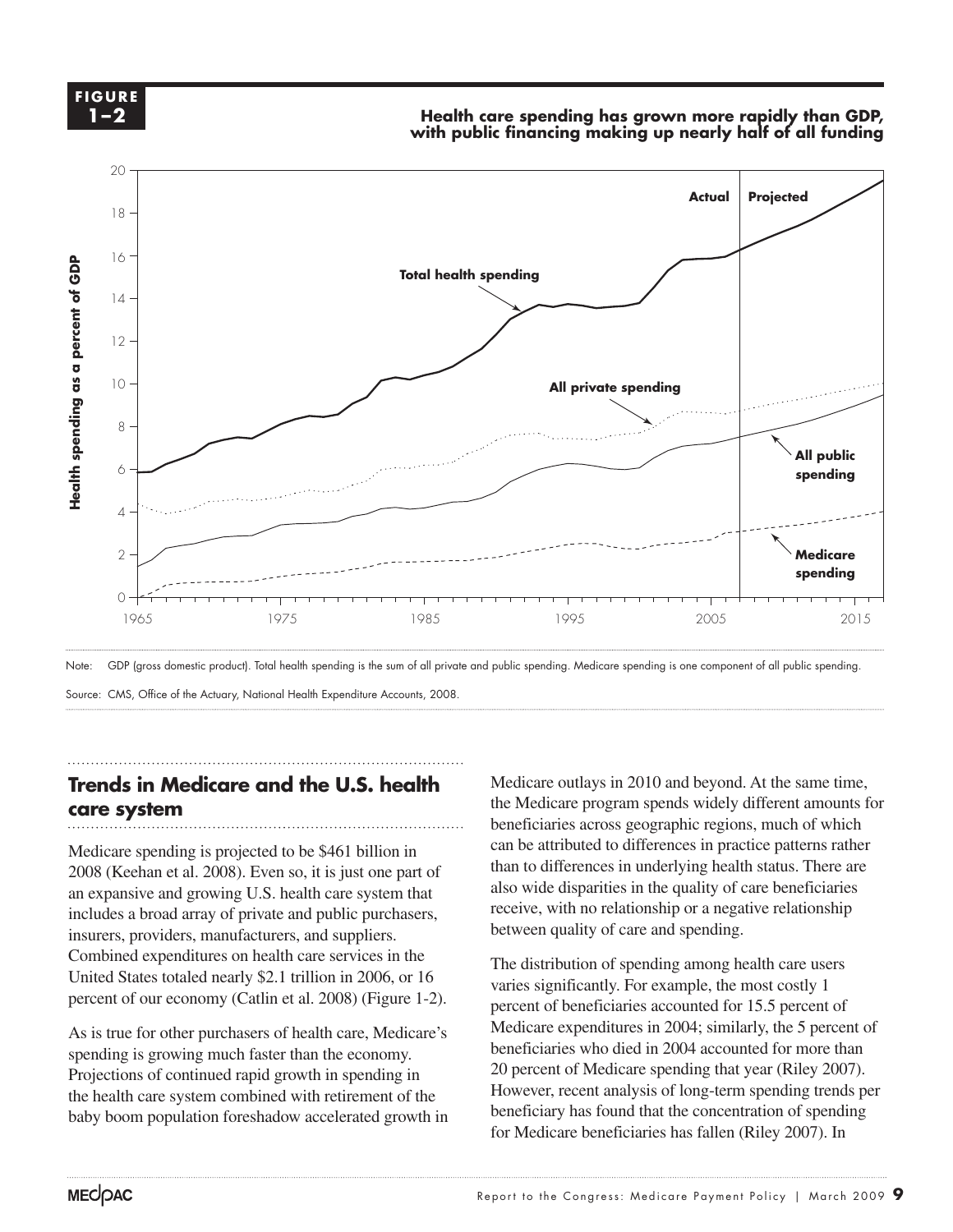**FIGURE 1–2**

**Health care spending has grown more rapidly than GDP, with public financing making up nearly half of all funding**

Note: GDP (gross domestic product). Total health spending is the sum of all private and public spending. Medicare spending is one component of all public spending.

Source: CMS, Office of the Actuary, National Health Expenditure Accounts, 2008.

## Trends in Medicare and the U.S. health care system

Medicare spending is projected to be $461 billion in 2008 (Keehan et al. 2008). Even so, it is just one part of an expansive and growing U.S. health care system that includes a broad array of private and public purchasers, insurers, providers, manufacturers, and suppliers. Combined expenditures on health care services in the United States totaled nearly $2.1 trillion in 2006, or 16 percent of our economy (Catlin et al. 2008) (Figure 1-2).

As is true for other purchasers of health care, Medicare's spending is growing much faster than the economy. Projections of continued rapid growth in spending in the health care system combined with retirement of the baby boom population foreshadow accelerated growth in Medicare outlays in 2010 and beyond. At the same time, the Medicare program spends widely different amounts for beneficiaries across geographic regions, much of which can be attributed to differences in practice patterns rather than to differences in underlying health status. There are also wide disparities in the quality of care beneficiaries receive, with no relationship or a negative relationship between quality of care and spending.

The distribution of spending among health care users varies significantly. For example, the most costly 1 percent of beneficiaries accounted for 15.5 percent of Medicare expenditures in 2004; similarly, the 5 percent of beneficiaries who died in 2004 accounted for more than 20 percent of Medicare spending that year (Riley 2007). However, recent analysis of long-term spending trends per beneficiary has found that the concentration of spending for Medicare beneficiaries has fallen (Riley 2007). In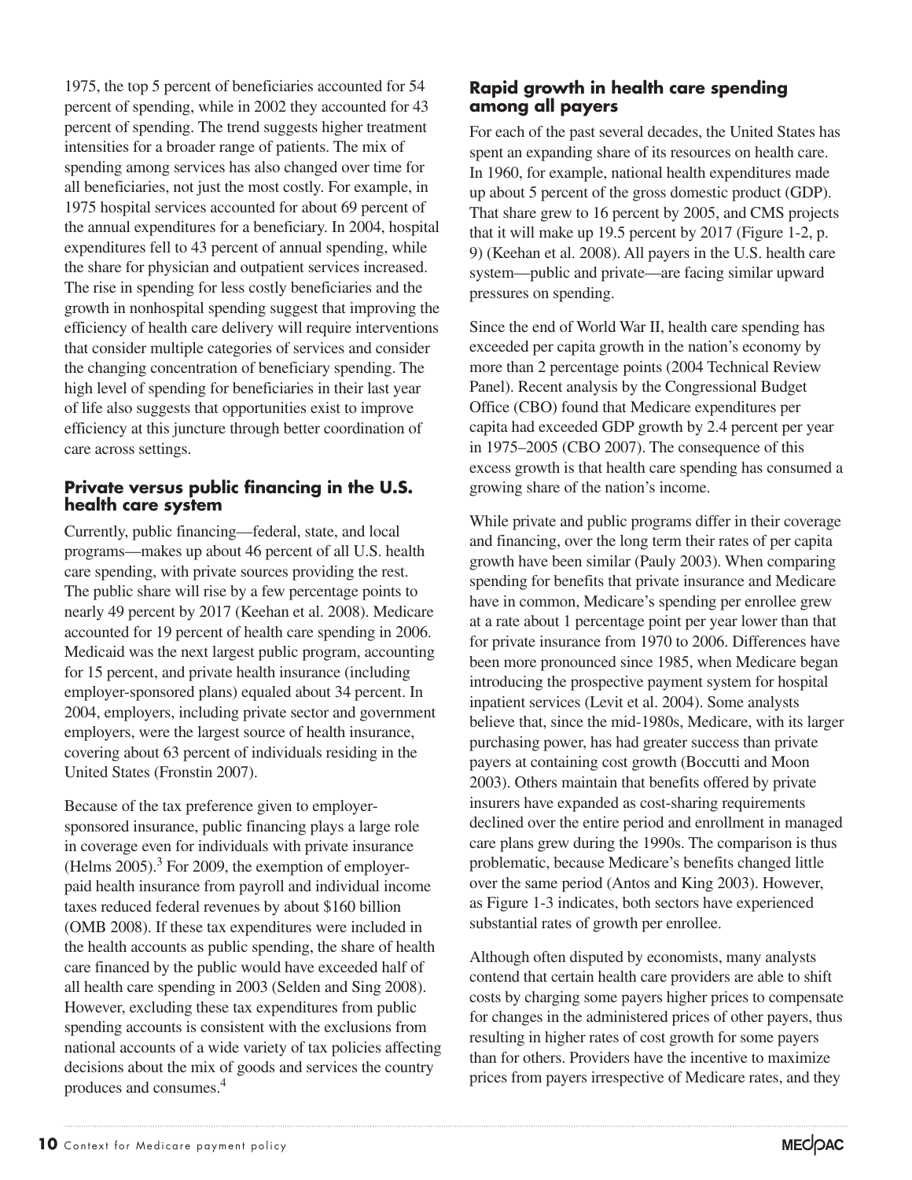1975, the top 5 percent of beneficiaries accounted for 54 percent of spending, while in 2002 they accounted for 43 percent of spending. The trend suggests higher treatment intensities for a broader range of patients. The mix of spending among services has also changed over time for all beneficiaries, not just the most costly. For example, in 1975 hospital services accounted for about 69 percent of the annual expenditures for a beneficiary. In 2004, hospital expenditures fell to 43 percent of annual spending, while the share for physician and outpatient services increased. The rise in spending for less costly beneficiaries and the growth in nonhospital spending suggest that improving the efficiency of health care delivery will require interventions that consider multiple categories of services and consider the changing concentration of beneficiary spending. The high level of spending for beneficiaries in their last year of life also suggests that opportunities exist to improve efficiency at this juncture through better coordination of care across settings.

### Private versus public financing in the U.S. health care system

Currently, public financing—federal, state, and local programs—makes up about 46 percent of all U.S. health care spending, with private sources providing the rest. The public share will rise by a few percentage points to nearly 49 percent by 2017 (Keehan et al. 2008). Medicare accounted for 19 percent of health care spending in 2006. Medicaid was the next largest public program, accounting for 15 percent, and private health insurance (including employer-sponsored plans) equaled about 34 percent. In 2004, employers, including private sector and government employers, were the largest source of health insurance, covering about 63 percent of individuals residing in the United States (Fronstin 2007).

Because of the tax preference given to employer-sponsored insurance, public financing plays a large role in coverage even for individuals with private insurance (Helms 2005).[3] For 2009, the exemption of employer-paid health insurance from payroll and individual income taxes reduced federal revenues by about $160 billion (OMB 2008). If these tax expenditures were included in the health accounts as public spending, the share of health care financed by the public would have exceeded half of all health care spending in 2003 (Selden and Sing 2008). However, excluding these tax expenditures from public spending accounts is consistent with the exclusions from national accounts of a wide variety of tax policies affecting decisions about the mix of goods and services the country produces and consumes.[4]

### Rapid growth in health care spending among all payers

For each of the past several decades, the United States has spent an expanding share of its resources on health care. In 1960, for example, national health expenditures made up about 5 percent of the gross domestic product (GDP). That share grew to 16 percent by 2005, and CMS projects that it will make up 19.5 percent by 2017 (Figure 1-2, p. 9) (Keehan et al. 2008). All payers in the U.S. health care system—public and private—are facing similar upward pressures on spending.

Since the end of World War II, health care spending has exceeded per capita growth in the nation's economy by more than 2 percentage points (2004 Technical Review Panel). Recent analysis by the Congressional Budget Office (CBO) found that Medicare expenditures per capita had exceeded GDP growth by 2.4 percent per year in 1975–2005 (CBO 2007). The consequence of this excess growth is that health care spending has consumed a growing share of the nation's income.

While private and public programs differ in their coverage and financing, over the long term their rates of per capita growth have been similar (Pauly 2003). When comparing spending for benefits that private insurance and Medicare have in common, Medicare's spending per enrollee grew at a rate about 1 percentage point per year lower than that for private insurance from 1970 to 2006. Differences have been more pronounced since 1985, when Medicare began introducing the prospective payment system for hospital inpatient services (Levit et al. 2004). Some analysts believe that, since the mid-1980s, Medicare, with its larger purchasing power, has had greater success than private payers at containing cost growth (Boccutti and Moon 2003). Others maintain that benefits offered by private insurers have expanded as cost-sharing requirements declined over the entire period and enrollment in managed care plans grew during the 1990s. The comparison is thus problematic, because Medicare's benefits changed little over the same period (Antos and King 2003). However, as Figure 1-3 indicates, both sectors have experienced substantial rates of growth per enrollee.

Although often disputed by economists, many analysts contend that certain health care providers are able to shift costs by charging some payers higher prices to compensate for changes in the administered prices of other payers, thus resulting in higher rates of cost growth for some payers than for others. Providers have the incentive to maximize prices from payers irrespective of Medicare rates, and they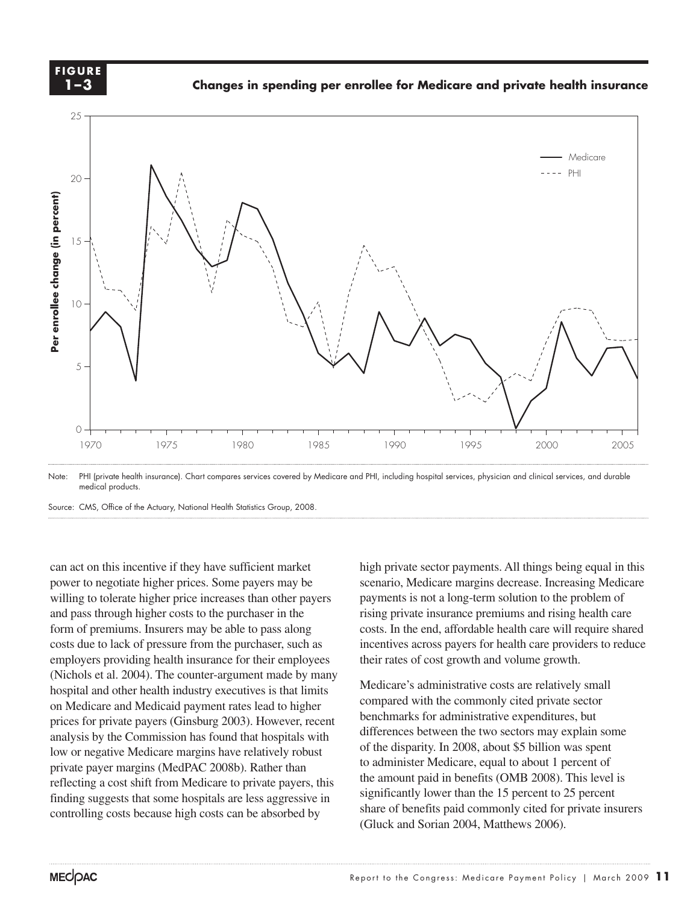**FIGURE 1–3**

**Changes in spending per enrollee for Medicare and private health insurance**

Note: PHI (private health insurance). Chart compares services covered by Medicare and PHI, including hospital services, physician and clinical services, and durable medical products.

Source: CMS, Office of the Actuary, National Health Statistics Group, 2008.

can act on this incentive if they have sufficient market power to negotiate higher prices. Some payers may be willing to tolerate higher price increases than other payers and pass through higher costs to the purchaser in the form of premiums. Insurers may be able to pass along costs due to lack of pressure from the purchaser, such as employers providing health insurance for their employees (Nichols et al. 2004). The counter-argument made by many hospital and other health industry executives is that limits on Medicare and Medicaid payment rates lead to higher prices for private payers (Ginsburg 2003). However, recent analysis by the Commission has found that hospitals with low or negative Medicare margins have relatively robust private payer margins (MedPAC 2008b). Rather than reflecting a cost shift from Medicare to private payers, this finding suggests that some hospitals are less aggressive in controlling costs because high costs can be absorbed by high private sector payments. All things being equal in this scenario, Medicare margins decrease. Increasing Medicare payments is not a long-term solution to the problem of rising private insurance premiums and rising health care costs. In the end, affordable health care will require shared incentives across payers for health care providers to reduce their rates of cost growth and volume growth.

Medicare's administrative costs are relatively small compared with the commonly cited private sector benchmarks for administrative expenditures, but differences between the two sectors may explain some of the disparity. In 2008, about $5 billion was spent to administer Medicare, equal to about 1 percent of the amount paid in benefits (OMB 2008). This level is significantly lower than the 15 percent to 25 percent share of benefits paid commonly cited for private insurers (Gluck and Sorian 2004, Matthews 2006).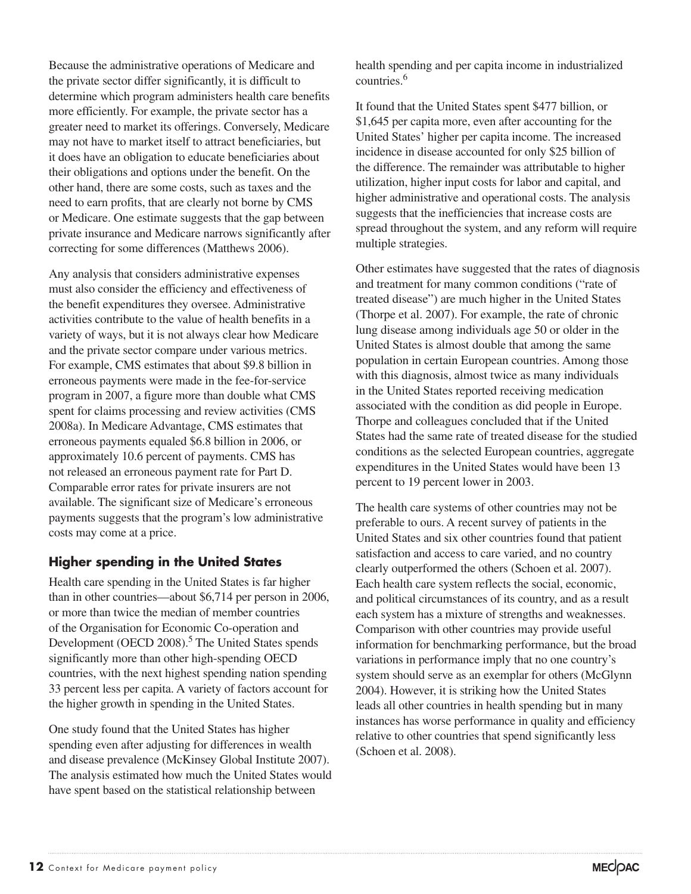Because the administrative operations of Medicare and the private sector differ significantly, it is difficult to determine which program administers health care benefits more efficiently. For example, the private sector has a greater need to market its offerings. Conversely, Medicare may not have to market itself to attract beneficiaries, but it does have an obligation to educate beneficiaries about their obligations and options under the benefit. On the other hand, there are some costs, such as taxes and the need to earn profits, that are clearly not borne by CMS or Medicare. One estimate suggests that the gap between private insurance and Medicare narrows significantly after correcting for some differences (Matthews 2006).

Any analysis that considers administrative expenses must also consider the efficiency and effectiveness of the benefit expenditures they oversee. Administrative activities contribute to the value of health benefits in a variety of ways, but it is not always clear how Medicare and the private sector compare under various metrics. For example, CMS estimates that about $9.8 billion in erroneous payments were made in the fee-for-service program in 2007, a figure more than double what CMS spent for claims processing and review activities (CMS 2008a). In Medicare Advantage, CMS estimates that erroneous payments equaled $6.8 billion in 2006, or approximately 10.6 percent of payments. CMS has not released an erroneous payment rate for Part D. Comparable error rates for private insurers are not available. The significant size of Medicare's erroneous payments suggests that the program's low administrative costs may come at a price.

### Higher spending in the United States

Health care spending in the United States is far higher than in other countries—about $6,714 per person in 2006, or more than twice the median of member countries of the Organisation for Economic Co-operation and Development (OECD 2008).[5] The United States spends significantly more than other high-spending OECD countries, with the next highest spending nation spending 33 percent less per capita. A variety of factors account for the higher growth in spending in the United States.

One study found that the United States has higher spending even after adjusting for differences in wealth and disease prevalence (McKinsey Global Institute 2007). The analysis estimated how much the United States would have spent based on the statistical relationship between health spending and per capita income in industrialized countries.[6]

It found that the United States spent $477 billion, or $1,645 per capita more, even after accounting for the United States' higher per capita income. The increased incidence in disease accounted for only $25 billion of the difference. The remainder was attributable to higher utilization, higher input costs for labor and capital, and higher administrative and operational costs. The analysis suggests that the inefficiencies that increase costs are spread throughout the system, and any reform will require multiple strategies.

Other estimates have suggested that the rates of diagnosis and treatment for many common conditions ("rate of treated disease") are much higher in the United States (Thorpe et al. 2007). For example, the rate of chronic lung disease among individuals age 50 or older in the United States is almost double that among the same population in certain European countries. Among those with this diagnosis, almost twice as many individuals in the United States reported receiving medication associated with the condition as did people in Europe. Thorpe and colleagues concluded that if the United States had the same rate of treated disease for the studied conditions as the selected European countries, aggregate expenditures in the United States would have been 13 percent to 19 percent lower in 2003.

The health care systems of other countries may not be preferable to ours. A recent survey of patients in the United States and six other countries found that patient satisfaction and access to care varied, and no country clearly outperformed the others (Schoen et al. 2007). Each health care system reflects the social, economic, and political circumstances of its country, and as a result each system has a mixture of strengths and weaknesses. Comparison with other countries may provide useful information for benchmarking performance, but the broad variations in performance imply that no one country's system should serve as an exemplar for others (McGlynn 2004). However, it is striking how the United States leads all other countries in health spending but in many instances has worse performance in quality and efficiency relative to other countries that spend significantly less (Schoen et al. 2008).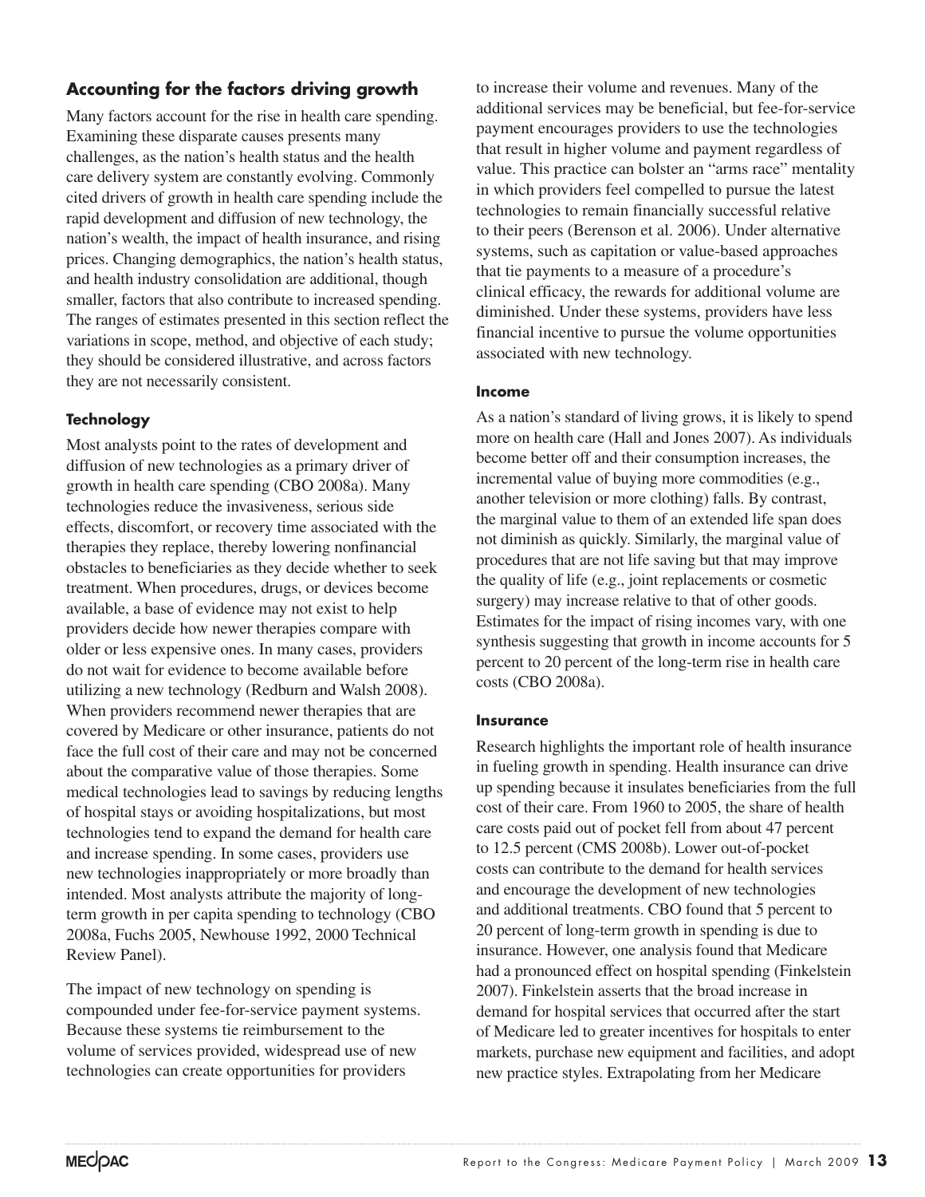## Accounting for the factors driving growth

Many factors account for the rise in health care spending. Examining these disparate causes presents many challenges, as the nation's health status and the health care delivery system are constantly evolving. Commonly cited drivers of growth in health care spending include the rapid development and diffusion of new technology, the nation's wealth, the impact of health insurance, and rising prices. Changing demographics, the nation's health status, and health industry consolidation are additional, though smaller, factors that also contribute to increased spending. The ranges of estimates presented in this section reflect the variations in scope, method, and objective of each study; they should be considered illustrative, and across factors they are not necessarily consistent.

### Technology

Most analysts point to the rates of development and diffusion of new technologies as a primary driver of growth in health care spending (CBO 2008a). Many technologies reduce the invasiveness, serious side effects, discomfort, or recovery time associated with the therapies they replace, thereby lowering nonfinancial obstacles to beneficiaries as they decide whether to seek treatment. When procedures, drugs, or devices become available, a base of evidence may not exist to help providers decide how newer therapies compare with older or less expensive ones. In many cases, providers do not wait for evidence to become available before utilizing a new technology (Redburn and Walsh 2008). When providers recommend newer therapies that are covered by Medicare or other insurance, patients do not face the full cost of their care and may not be concerned about the comparative value of those therapies. Some medical technologies lead to savings by reducing lengths of hospital stays or avoiding hospitalizations, but most technologies tend to expand the demand for health care and increase spending. In some cases, providers use new technologies inappropriately or more broadly than intended. Most analysts attribute the majority of long-term growth in per capita spending to technology (CBO 2008a, Fuchs 2005, Newhouse 1992, 2000 Technical Review Panel).

The impact of new technology on spending is compounded under fee-for-service payment systems. Because these systems tie reimbursement to the volume of services provided, widespread use of new technologies can create opportunities for providers to increase their volume and revenues. Many of the additional services may be beneficial, but fee-for-service payment encourages providers to use the technologies that result in higher volume and payment regardless of value. This practice can bolster an "arms race" mentality in which providers feel compelled to pursue the latest technologies to remain financially successful relative to their peers (Berenson et al. 2006). Under alternative systems, such as capitation or value-based approaches that tie payments to a measure of a procedure's clinical efficacy, the rewards for additional volume are diminished. Under these systems, providers have less financial incentive to pursue the volume opportunities associated with new technology.

### Income

As a nation's standard of living grows, it is likely to spend more on health care (Hall and Jones 2007). As individuals become better off and their consumption increases, the incremental value of buying more commodities (e.g., another television or more clothing) falls. By contrast, the marginal value to them of an extended life span does not diminish as quickly. Similarly, the marginal value of procedures that are not life saving but that may improve the quality of life (e.g., joint replacements or cosmetic surgery) may increase relative to that of other goods. Estimates for the impact of rising incomes vary, with one synthesis suggesting that growth in income accounts for 5 percent to 20 percent of the long-term rise in health care costs (CBO 2008a).

### Insurance

Research highlights the important role of health insurance in fueling growth in spending. Health insurance can drive up spending because it insulates beneficiaries from the full cost of their care. From 1960 to 2005, the share of health care costs paid out of pocket fell from about 47 percent to 12.5 percent (CMS 2008b). Lower out-of-pocket costs can contribute to the demand for health services and encourage the development of new technologies and additional treatments. CBO found that 5 percent to 20 percent of long-term growth in spending is due to insurance. However, one analysis found that Medicare had a pronounced effect on hospital spending (Finkelstein 2007). Finkelstein asserts that the broad increase in demand for hospital services that occurred after the start of Medicare led to greater incentives for hospitals to enter markets, purchase new equipment and facilities, and adopt new practice styles. Extrapolating from her Medicare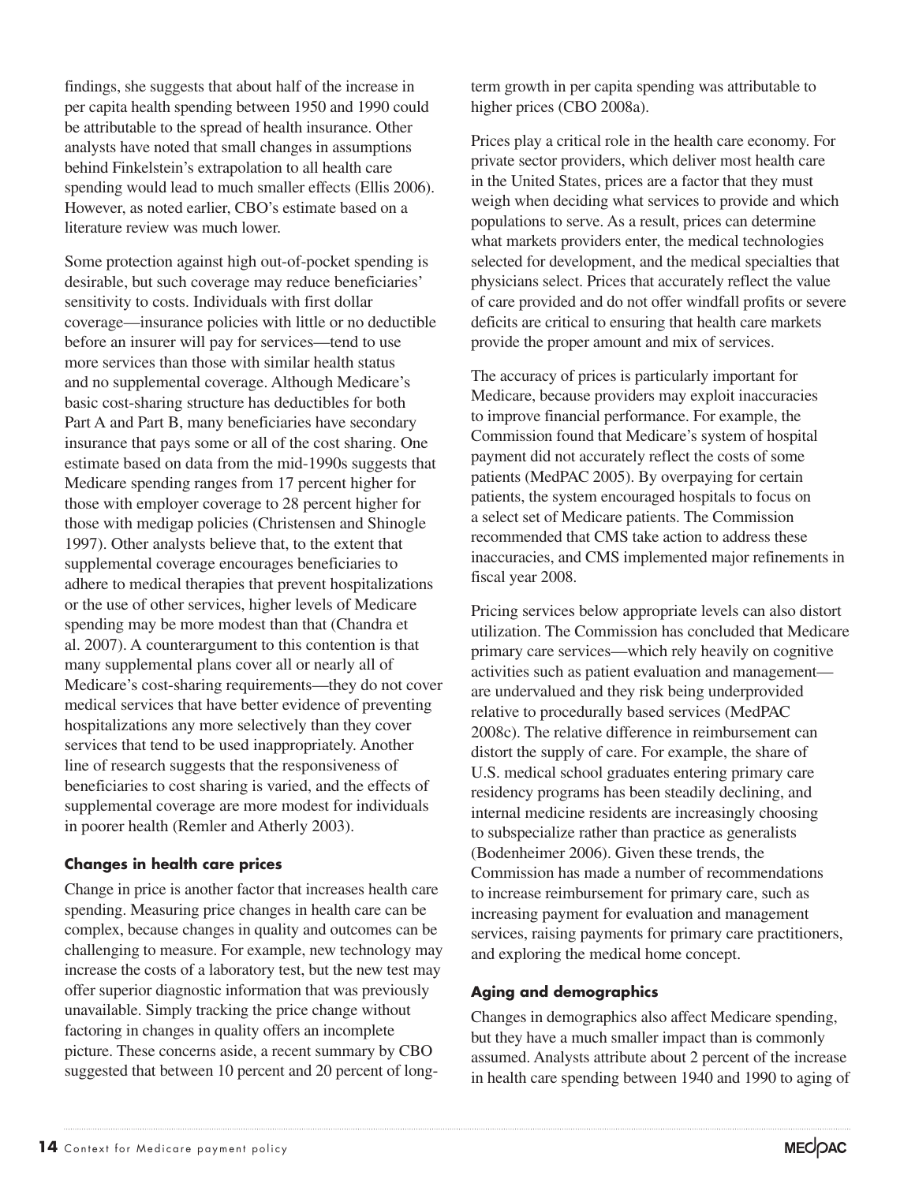findings, she suggests that about half of the increase in per capita health spending between 1950 and 1990 could be attributable to the spread of health insurance. Other analysts have noted that small changes in assumptions behind Finkelstein's extrapolation to all health care spending would lead to much smaller effects (Ellis 2006). However, as noted earlier, CBO's estimate based on a literature review was much lower.

Some protection against high out-of-pocket spending is desirable, but such coverage may reduce beneficiaries' sensitivity to costs. Individuals with first dollar coverage—insurance policies with little or no deductible before an insurer will pay for services—tend to use more services than those with similar health status and no supplemental coverage. Although Medicare's basic cost-sharing structure has deductibles for both Part A and Part B, many beneficiaries have secondary insurance that pays some or all of the cost sharing. One estimate based on data from the mid-1990s suggests that Medicare spending ranges from 17 percent higher for those with employer coverage to 28 percent higher for those with medigap policies (Christensen and Shinogle 1997). Other analysts believe that, to the extent that supplemental coverage encourages beneficiaries to adhere to medical therapies that prevent hospitalizations or the use of other services, higher levels of Medicare spending may be more modest than that (Chandra et al. 2007). A counterargument to this contention is that many supplemental plans cover all or nearly all of Medicare's cost-sharing requirements—they do not cover medical services that have better evidence of preventing hospitalizations any more selectively than they cover services that tend to be used inappropriately. Another line of research suggests that the responsiveness of beneficiaries to cost sharing is varied, and the effects of supplemental coverage are more modest for individuals in poorer health (Remler and Atherly 2003).

### Changes in health care prices

Change in price is another factor that increases health care spending. Measuring price changes in health care can be complex, because changes in quality and outcomes can be challenging to measure. For example, new technology may increase the costs of a laboratory test, but the new test may offer superior diagnostic information that was previously unavailable. Simply tracking the price change without factoring in changes in quality offers an incomplete picture. These concerns aside, a recent summary by CBO suggested that between 10 percent and 20 percent of long-term growth in per capita spending was attributable to higher prices (CBO 2008a).

Prices play a critical role in the health care economy. For private sector providers, which deliver most health care in the United States, prices are a factor that they must weigh when deciding what services to provide and which populations to serve. As a result, prices can determine what markets providers enter, the medical technologies selected for development, and the medical specialties that physicians select. Prices that accurately reflect the value of care provided and do not offer windfall profits or severe deficits are critical to ensuring that health care markets provide the proper amount and mix of services.

The accuracy of prices is particularly important for Medicare, because providers may exploit inaccuracies to improve financial performance. For example, the Commission found that Medicare's system of hospital payment did not accurately reflect the costs of some patients (MedPAC 2005). By overpaying for certain patients, the system encouraged hospitals to focus on a select set of Medicare patients. The Commission recommended that CMS take action to address these inaccuracies, and CMS implemented major refinements in fiscal year 2008.

Pricing services below appropriate levels can also distort utilization. The Commission has concluded that Medicare primary care services—which rely heavily on cognitive activities such as patient evaluation and management—are undervalued and they risk being underprovided relative to procedurally based services (MedPAC 2008c). The relative difference in reimbursement can distort the supply of care. For example, the share of U.S. medical school graduates entering primary care residency programs has been steadily declining, and internal medicine residents are increasingly choosing to subspecialize rather than practice as generalists (Bodenheimer 2006). Given these trends, the Commission has made a number of recommendations to increase reimbursement for primary care, such as increasing payment for evaluation and management services, raising payments for primary care practitioners, and exploring the medical home concept.

### Aging and demographics

Changes in demographics also affect Medicare spending, but they have a much smaller impact than is commonly assumed. Analysts attribute about 2 percent of the increase in health care spending between 1940 and 1990 to aging of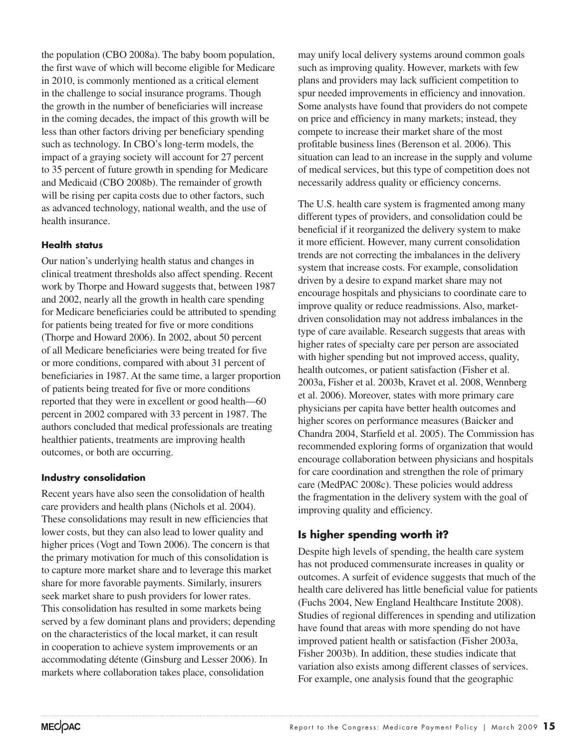the population (CBO 2008a). The baby boom population, the first wave of which will become eligible for Medicare in 2010, is commonly mentioned as a critical element in the challenge to social insurance programs. Though the growth in the number of beneficiaries will increase in the coming decades, the impact of this growth will be less than other factors driving per beneficiary spending such as technology. In CBO's long-term models, the impact of a graying society will account for 27 percent to 35 percent of future growth in spending for Medicare and Medicaid (CBO 2008b). The remainder of growth will be rising per capita costs due to other factors, such as advanced technology, national wealth, and the use of health insurance.

#### Health status

Our nation's underlying health status and changes in clinical treatment thresholds also affect spending. Recent work by Thorpe and Howard suggests that, between 1987 and 2002, nearly all the growth in health care spending for Medicare beneficiaries could be attributed to spending for patients being treated for five or more conditions (Thorpe and Howard 2006). In 2002, about 50 percent of all Medicare beneficiaries were being treated for five or more conditions, compared with about 31 percent of beneficiaries in 1987. At the same time, a larger proportion of patients being treated for five or more conditions reported that they were in excellent or good health—60 percent in 2002 compared with 33 percent in 1987. The authors concluded that medical professionals are treating healthier patients, treatments are improving health outcomes, or both are occurring.

#### Industry consolidation

Recent years have also seen the consolidation of health care providers and health plans (Nichols et al. 2004). These consolidations may result in new efficiencies that lower costs, but they can also lead to lower quality and higher prices (Vogt and Town 2006). The concern is that the primary motivation for much of this consolidation is to capture more market share and to leverage this market share for more favorable payments. Similarly, insurers seek market share to push providers for lower rates. This consolidation has resulted in some markets being served by a few dominant plans and providers; depending on the characteristics of the local market, it can result in cooperation to achieve system improvements or an accommodating détente (Ginsburg and Lesser 2006). In markets where collaboration takes place, consolidation may unify local delivery systems around common goals such as improving quality. However, markets with few plans and providers may lack sufficient competition to spur needed improvements in efficiency and innovation. Some analysts have found that providers do not compete on price and efficiency in many markets; instead, they compete to increase their market share of the most profitable business lines (Berenson et al. 2006). This situation can lead to an increase in the supply and volume of medical services, but this type of competition does not necessarily address quality or efficiency concerns.

The U.S. health care system is fragmented among many different types of providers, and consolidation could be beneficial if it reorganized the delivery system to make it more efficient. However, many current consolidation trends are not correcting the imbalances in the delivery system that increase costs. For example, consolidation driven by a desire to expand market share may not encourage hospitals and physicians to coordinate care to improve quality or reduce readmissions. Also, market-driven consolidation may not address imbalances in the type of care available. Research suggests that areas with higher rates of specialty care per person are associated with higher spending but not improved access, quality, health outcomes, or patient satisfaction (Fisher et al. 2003a, Fisher et al. 2003b, Kravet et al. 2008, Wennberg et al. 2006). Moreover, states with more primary care physicians per capita have better health outcomes and higher scores on performance measures (Baicker and Chandra 2004, Starfield et al. 2005). The Commission has recommended exploring forms of organization that would encourage collaboration between physicians and hospitals for care coordination and strengthen the role of primary care (MedPAC 2008c). These policies would address the fragmentation in the delivery system with the goal of improving quality and efficiency.

### Is higher spending worth it?

Despite high levels of spending, the health care system has not produced commensurate increases in quality or outcomes. A surfeit of evidence suggests that much of the health care delivered has little beneficial value for patients (Fuchs 2004, New England Healthcare Institute 2008). Studies of regional differences in spending and utilization have found that areas with more spending do not have improved patient health or satisfaction (Fisher 2003a, Fisher 2003b). In addition, these studies indicate that variation also exists among different classes of services. For example, one analysis found that the geographic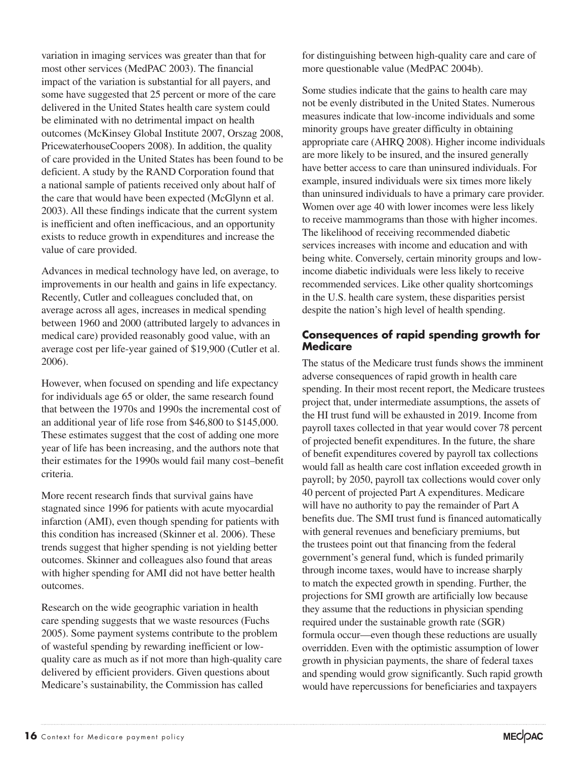variation in imaging services was greater than that for most other services (MedPAC 2003). The financial impact of the variation is substantial for all payers, and some have suggested that 25 percent or more of the care delivered in the United States health care system could be eliminated with no detrimental impact on health outcomes (McKinsey Global Institute 2007, Orszag 2008, PricewaterhouseCoopers 2008). In addition, the quality of care provided in the United States has been found to be deficient. A study by the RAND Corporation found that a national sample of patients received only about half of the care that would have been expected (McGlynn et al. 2003). All these findings indicate that the current system is inefficient and often inefficacious, and an opportunity exists to reduce growth in expenditures and increase the value of care provided.

Advances in medical technology have led, on average, to improvements in our health and gains in life expectancy. Recently, Cutler and colleagues concluded that, on average across all ages, increases in medical spending between 1960 and 2000 (attributed largely to advances in medical care) provided reasonably good value, with an average cost per life-year gained of $19,900 (Cutler et al. 2006).

However, when focused on spending and life expectancy for individuals age 65 or older, the same research found that between the 1970s and 1990s the incremental cost of an additional year of life rose from $46,800 to $145,000. These estimates suggest that the cost of adding one more year of life has been increasing, and the authors note that their estimates for the 1990s would fail many cost–benefit criteria.

More recent research finds that survival gains have stagnated since 1996 for patients with acute myocardial infarction (AMI), even though spending for patients with this condition has increased (Skinner et al. 2006). These trends suggest that higher spending is not yielding better outcomes. Skinner and colleagues also found that areas with higher spending for AMI did not have better health outcomes.

Research on the wide geographic variation in health care spending suggests that we waste resources (Fuchs 2005). Some payment systems contribute to the problem of wasteful spending by rewarding inefficient or low-quality care as much as if not more than high-quality care delivered by efficient providers. Given questions about Medicare's sustainability, the Commission has called for distinguishing between high-quality care and care of more questionable value (MedPAC 2004b).

Some studies indicate that the gains to health care may not be evenly distributed in the United States. Numerous measures indicate that low-income individuals and some minority groups have greater difficulty in obtaining appropriate care (AHRQ 2008). Higher income individuals are more likely to be insured, and the insured generally have better access to care than uninsured individuals. For example, insured individuals were six times more likely than uninsured individuals to have a primary care provider. Women over age 40 with lower incomes were less likely to receive mammograms than those with higher incomes. The likelihood of receiving recommended diabetic services increases with income and education and with being white. Conversely, certain minority groups and low-income diabetic individuals were less likely to receive recommended services. Like other quality shortcomings in the U.S. health care system, these disparities persist despite the nation's high level of health spending.

### Consequences of rapid spending growth for Medicare

The status of the Medicare trust funds shows the imminent adverse consequences of rapid growth in health care spending. In their most recent report, the Medicare trustees project that, under intermediate assumptions, the assets of the HI trust fund will be exhausted in 2019. Income from payroll taxes collected in that year would cover 78 percent of projected benefit expenditures. In the future, the share of benefit expenditures covered by payroll tax collections would fall as health care cost inflation exceeded growth in payroll; by 2050, payroll tax collections would cover only 40 percent of projected Part A expenditures. Medicare will have no authority to pay the remainder of Part A benefits due. The SMI trust fund is financed automatically with general revenues and beneficiary premiums, but the trustees point out that financing from the federal government's general fund, which is funded primarily through income taxes, would have to increase sharply to match the expected growth in spending. Further, the projections for SMI growth are artificially low because they assume that the reductions in physician spending required under the sustainable growth rate (SGR) formula occur—even though these reductions are usually overridden. Even with the optimistic assumption of lower growth in physician payments, the share of federal taxes and spending would grow significantly. Such rapid growth would have repercussions for beneficiaries and taxpayers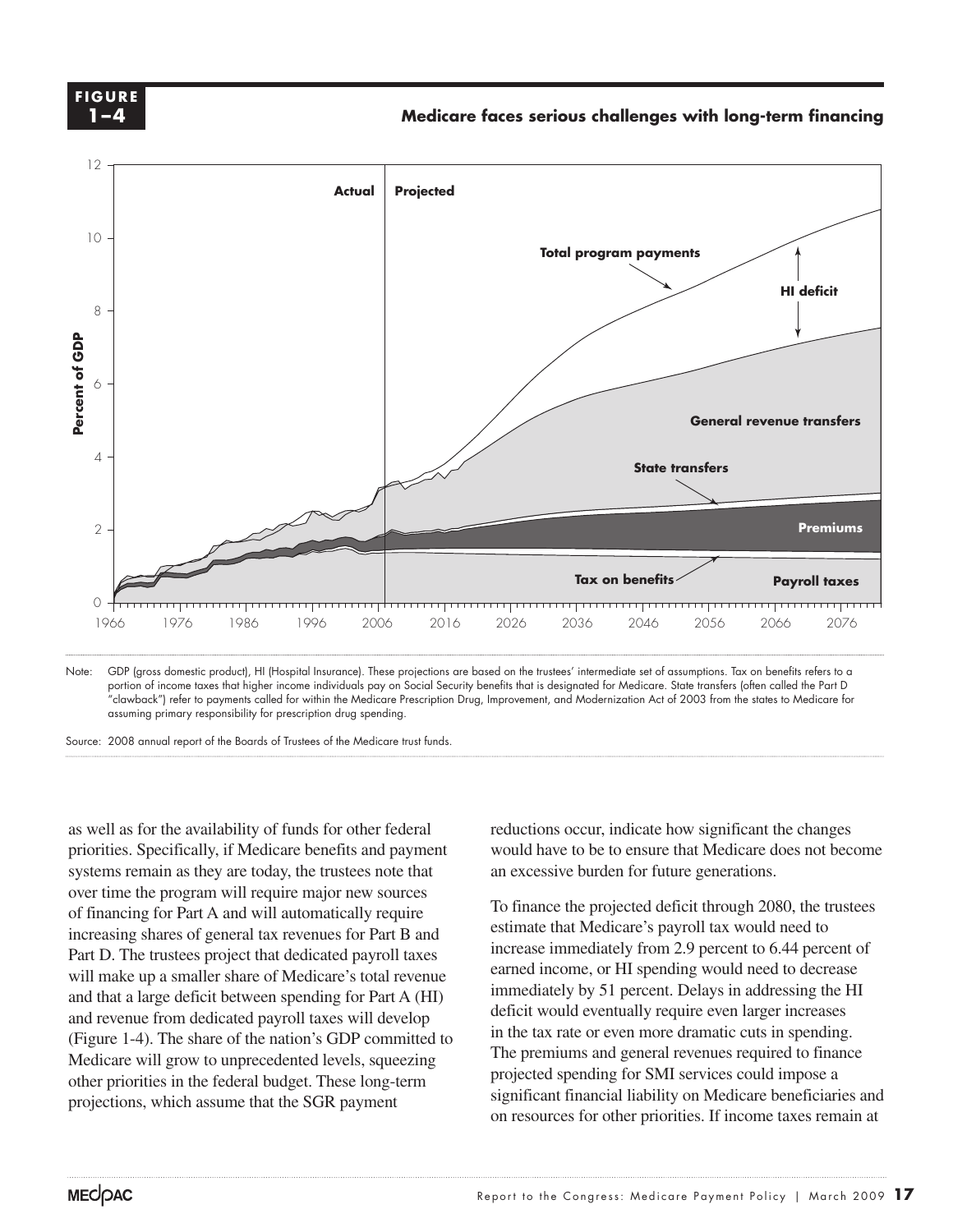**FIGURE 1–4**

**Medicare faces serious challenges with long-term financing**

Note: GDP (gross domestic product), HI (Hospital Insurance). These projections are based on the trustees' intermediate set of assumptions. Tax on benefits refers to a portion of income taxes that higher income individuals pay on Social Security benefits that is designated for Medicare. State transfers (often called the Part D "clawback") refer to payments called for within the Medicare Prescription Drug, Improvement, and Modernization Act of 2003 from the states to Medicare for assuming primary responsibility for prescription drug spending.

Source: 2008 annual report of the Boards of Trustees of the Medicare trust funds.

as well as for the availability of funds for other federal priorities. Specifically, if Medicare benefits and payment systems remain as they are today, the trustees note that over time the program will require major new sources of financing for Part A and will automatically require increasing shares of general tax revenues for Part B and Part D. The trustees project that dedicated payroll taxes will make up a smaller share of Medicare's total revenue and that a large deficit between spending for Part A (HI) and revenue from dedicated payroll taxes will develop (Figure 1-4). The share of the nation's GDP committed to Medicare will grow to unprecedented levels, squeezing other priorities in the federal budget. These long-term projections, which assume that the SGR payment reductions occur, indicate how significant the changes would have to be to ensure that Medicare does not become an excessive burden for future generations.

To finance the projected deficit through 2080, the trustees estimate that Medicare's payroll tax would need to increase immediately from 2.9 percent to 6.44 percent of earned income, or HI spending would need to decrease immediately by 51 percent. Delays in addressing the HI deficit would eventually require even larger increases in the tax rate or even more dramatic cuts in spending. The premiums and general revenues required to finance projected spending for SMI services could impose a significant financial liability on Medicare beneficiaries and on resources for other priorities. If income taxes remain at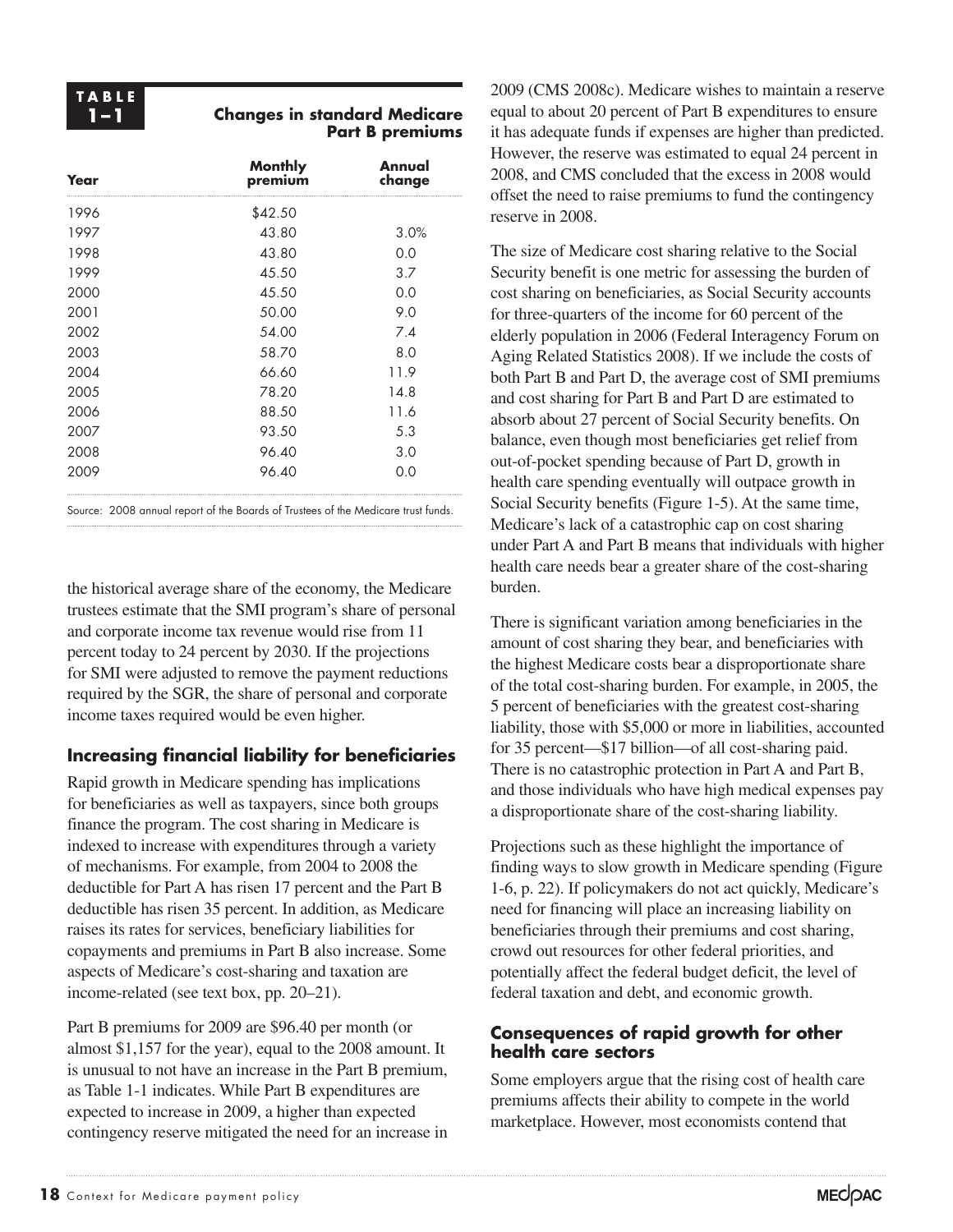**TABLE 1–1 Changes in standard Medicare Part B premiums**

| Year | Monthly premium | Annual change |
|---|---|---|
| 1996 | $42.50 | |
| 1997 | 43.80 | 3.0% |
| 1998 | 43.80 | 0.0 |
| 1999 | 45.50 | 3.7 |
| 2000 | 45.50 | 0.0 |
| 2001 | 50.00 | 9.0 |
| 2002 | 54.00 | 7.4 |
| 2003 | 58.70 | 8.0 |
| 2004 | 66.60 | 11.9 |
| 2005 | 78.20 | 14.8 |
| 2006 | 88.50 | 11.6 |
| 2007 | 93.50 | 5.3 |
| 2008 | 96.40 | 3.0 |
| 2009 | 96.40 | 0.0 |

Source: 2008 annual report of the Boards of Trustees of the Medicare trust funds.

the historical average share of the economy, the Medicare trustees estimate that the SMI program's share of personal and corporate income tax revenue would rise from 11 percent today to 24 percent by 2030. If the projections for SMI were adjusted to remove the payment reductions required by the SGR, the share of personal and corporate income taxes required would be even higher.

### Increasing financial liability for beneficiaries

Rapid growth in Medicare spending has implications for beneficiaries as well as taxpayers, since both groups finance the program. The cost sharing in Medicare is indexed to increase with expenditures through a variety of mechanisms. For example, from 2004 to 2008 the deductible for Part A has risen 17 percent and the Part B deductible has risen 35 percent. In addition, as Medicare raises its rates for services, beneficiary liabilities for copayments and premiums in Part B also increase. Some aspects of Medicare's cost-sharing and taxation are income-related (see text box, pp. 20–21).

Part B premiums for 2009 are $96.40 per month (or almost $1,157 for the year), equal to the 2008 amount. It is unusual to not have an increase in the Part B premium, as Table 1-1 indicates. While Part B expenditures are expected to increase in 2009, a higher than expected contingency reserve mitigated the need for an increase in 2009 (CMS 2008c). Medicare wishes to maintain a reserve equal to about 20 percent of Part B expenditures to ensure it has adequate funds if expenses are higher than predicted. However, the reserve was estimated to equal 24 percent in 2008, and CMS concluded that the excess in 2008 would offset the need to raise premiums to fund the contingency reserve in 2008.

The size of Medicare cost sharing relative to the Social Security benefit is one metric for assessing the burden of cost sharing on beneficiaries, as Social Security accounts for three-quarters of the income for 60 percent of the elderly population in 2006 (Federal Interagency Forum on Aging Related Statistics 2008). If we include the costs of both Part B and Part D, the average cost of SMI premiums and cost sharing for Part B and Part D are estimated to absorb about 27 percent of Social Security benefits. On balance, even though most beneficiaries get relief from out-of-pocket spending because of Part D, growth in health care spending eventually will outpace growth in Social Security benefits (Figure 1-5). At the same time, Medicare's lack of a catastrophic cap on cost sharing under Part A and Part B means that individuals with higher health care needs bear a greater share of the cost-sharing burden.

There is significant variation among beneficiaries in the amount of cost sharing they bear, and beneficiaries with the highest Medicare costs bear a disproportionate share of the total cost-sharing burden. For example, in 2005, the 5 percent of beneficiaries with the greatest cost-sharing liability, those with $5,000 or more in liabilities, accounted for 35 percent—$17 billion—of all cost-sharing paid. There is no catastrophic protection in Part A and Part B, and those individuals who have high medical expenses pay a disproportionate share of the cost-sharing liability.

Projections such as these highlight the importance of finding ways to slow growth in Medicare spending (Figure 1-6, p. 22). If policymakers do not act quickly, Medicare's need for financing will place an increasing liability on beneficiaries through their premiums and cost sharing, crowd out resources for other federal priorities, and potentially affect the federal budget deficit, the level of federal taxation and debt, and economic growth.

### Consequences of rapid growth for other health care sectors

Some employers argue that the rising cost of health care premiums affects their ability to compete in the world marketplace. However, most economists contend that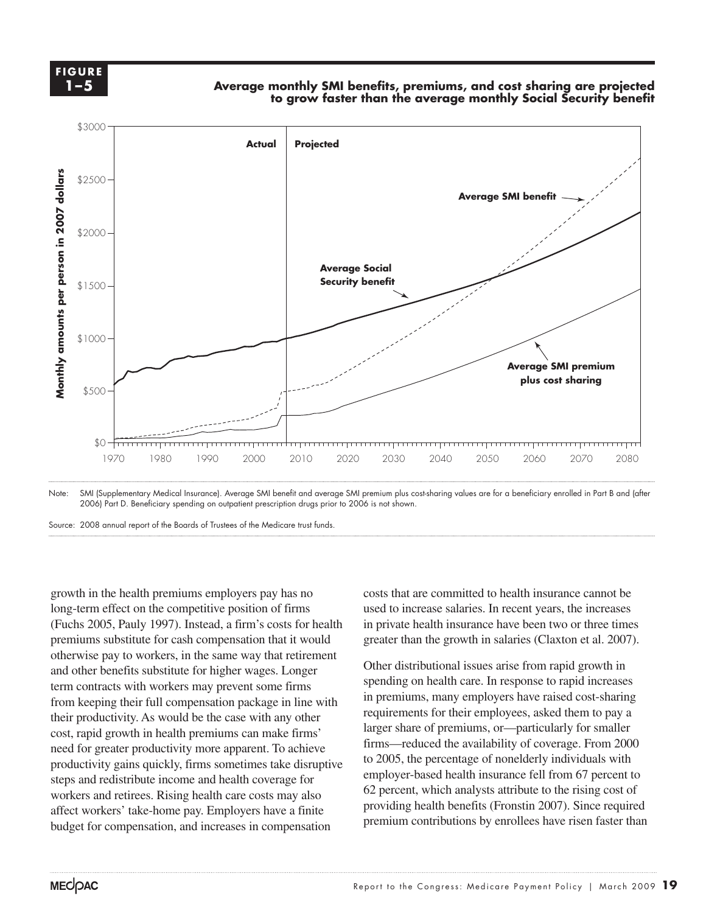**FIGURE 1–5**

**Average monthly SMI benefits, premiums, and cost sharing are projected to grow faster than the average monthly Social Security benefit**

Note: SMI (Supplementary Medical Insurance). Average SMI benefit and average SMI premium plus cost-sharing values are for a beneficiary enrolled in Part B and (after 2006) Part D. Beneficiary spending on outpatient prescription drugs prior to 2006 is not shown.

Source: 2008 annual report of the Boards of Trustees of the Medicare trust funds.

growth in the health premiums employers pay has no long-term effect on the competitive position of firms (Fuchs 2005, Pauly 1997). Instead, a firm's costs for health premiums substitute for cash compensation that it would otherwise pay to workers, in the same way that retirement and other benefits substitute for higher wages. Longer term contracts with workers may prevent some firms from keeping their full compensation package in line with their productivity. As would be the case with any other cost, rapid growth in health premiums can make firms' need for greater productivity more apparent. To achieve productivity gains quickly, firms sometimes take disruptive steps and redistribute income and health coverage for workers and retirees. Rising health care costs may also affect workers' take-home pay. Employers have a finite budget for compensation, and increases in compensation costs that are committed to health insurance cannot be used to increase salaries. In recent years, the increases in private health insurance have been two or three times greater than the growth in salaries (Claxton et al. 2007).

Other distributional issues arise from rapid growth in spending on health care. In response to rapid increases in premiums, many employers have raised cost-sharing requirements for their employees, asked them to pay a larger share of premiums, or—particularly for smaller firms—reduced the availability of coverage. From 2000 to 2005, the percentage of nonelderly individuals with employer-based health insurance fell from 67 percent to 62 percent, which analysts attribute to the rising cost of providing health benefits (Fronstin 2007). Since required premium contributions by enrollees have risen faster than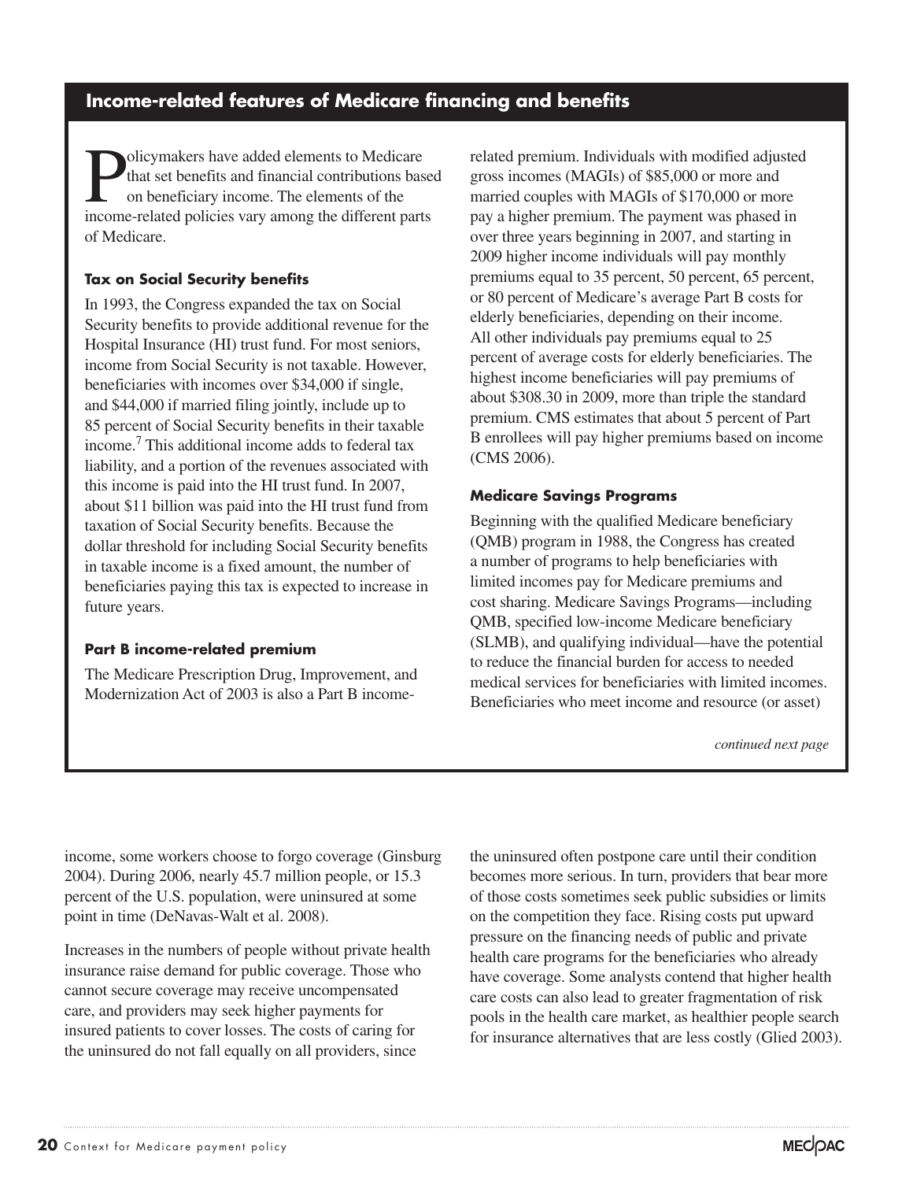## Income-related features of Medicare financing and benefits

Policymakers have added elements to Medicare that set benefits and financial contributions based on beneficiary income. The elements of the income-related policies vary among the different parts of Medicare.

### Tax on Social Security benefits

In 1993, the Congress expanded the tax on Social Security benefits to provide additional revenue for the Hospital Insurance (HI) trust fund. For most seniors, income from Social Security is not taxable. However, beneficiaries with incomes over $34,000 if single, and $44,000 if married filing jointly, include up to 85 percent of Social Security benefits in their taxable income.[7] This additional income adds to federal tax liability, and a portion of the revenues associated with this income is paid into the HI trust fund. In 2007, about $11 billion was paid into the HI trust fund from taxation of Social Security benefits. Because the dollar threshold for including Social Security benefits in taxable income is a fixed amount, the number of beneficiaries paying this tax is expected to increase in future years.

### Part B income-related premium

The Medicare Prescription Drug, Improvement, and Modernization Act of 2003 is also a Part B income-related premium. Individuals with modified adjusted gross incomes (MAGIs) of $85,000 or more and married couples with MAGIs of $170,000 or more pay a higher premium. The payment was phased in over three years beginning in 2007, and starting in 2009 higher income individuals will pay monthly premiums equal to 35 percent, 50 percent, 65 percent, or 80 percent of Medicare's average Part B costs for elderly beneficiaries, depending on their income. All other individuals pay premiums equal to 25 percent of average costs for elderly beneficiaries. The highest income beneficiaries will pay premiums of about $308.30 in 2009, more than triple the standard premium. CMS estimates that about 5 percent of Part B enrollees will pay higher premiums based on income (CMS 2006).

### Medicare Savings Programs

Beginning with the qualified Medicare beneficiary (QMB) program in 1988, the Congress has created a number of programs to help beneficiaries with limited incomes pay for Medicare premiums and cost sharing. Medicare Savings Programs—including QMB, specified low-income Medicare beneficiary (SLMB), and qualifying individual—have the potential to reduce the financial burden for access to needed medical services for beneficiaries with limited incomes. Beneficiaries who meet income and resource (or asset)

*continued next page*

income, some workers choose to forgo coverage (Ginsburg 2004). During 2006, nearly 45.7 million people, or 15.3 percent of the U.S. population, were uninsured at some point in time (DeNavas-Walt et al. 2008).

Increases in the numbers of people without private health insurance raise demand for public coverage. Those who cannot secure coverage may receive uncompensated care, and providers may seek higher payments for insured patients to cover losses. The costs of caring for the uninsured do not fall equally on all providers, since the uninsured often postpone care until their condition becomes more serious. In turn, providers that bear more of those costs sometimes seek public subsidies or limits on the competition they face. Rising costs put upward pressure on the financing needs of public and private health care programs for the beneficiaries who already have coverage. Some analysts contend that higher health care costs can also lead to greater fragmentation of risk pools in the health care market, as healthier people search for insurance alternatives that are less costly (Glied 2003).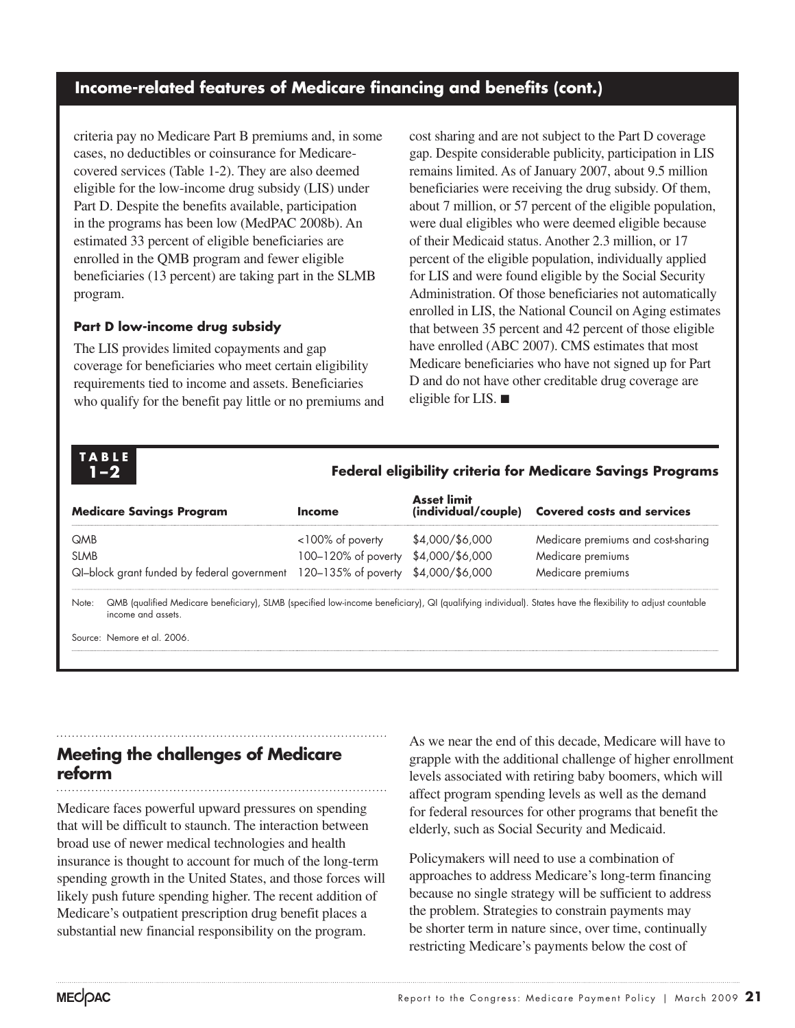## Income-related features of Medicare financing and benefits (cont.)

criteria pay no Medicare Part B premiums and, in some cases, no deductibles or coinsurance for Medicare-covered services (Table 1-2). They are also deemed eligible for the low-income drug subsidy (LIS) under Part D. Despite the benefits available, participation in the programs has been low (MedPAC 2008b). An estimated 33 percent of eligible beneficiaries are enrolled in the QMB program and fewer eligible beneficiaries (13 percent) are taking part in the SLMB program.

### Part D low-income drug subsidy

The LIS provides limited copayments and gap coverage for beneficiaries who meet certain eligibility requirements tied to income and assets. Beneficiaries who qualify for the benefit pay little or no premiums and cost sharing and are not subject to the Part D coverage gap. Despite considerable publicity, participation in LIS remains limited. As of January 2007, about 9.5 million beneficiaries were receiving the drug subsidy. Of them, about 7 million, or 57 percent of the eligible population, were dual eligibles who were deemed eligible because of their Medicaid status. Another 2.3 million, or 17 percent of the eligible population, individually applied for LIS and were found eligible by the Social Security Administration. Of those beneficiaries not automatically enrolled in LIS, the National Council on Aging estimates that between 35 percent and 42 percent of those eligible have enrolled (ABC 2007). CMS estimates that most Medicare beneficiaries who have not signed up for Part D and do not have other creditable drug coverage are eligible for LIS. ■

**TABLE 1–2**

**Federal eligibility criteria for Medicare Savings Programs**

| Medicare Savings Program | Income | Asset limit (individual/couple) | Covered costs and services |
|---|---|---|---|
| QMB | <100% of poverty | $4,000/$6,000 | Medicare premiums and cost-sharing |
| SLMB | 100–120% of poverty | $4,000/$6,000 | Medicare premiums |
| QI–block grant funded by federal government | 120–135% of poverty | $4,000/$6,000 | Medicare premiums |

Note: QMB (qualified Medicare beneficiary), SLMB (specified low-income beneficiary), QI (qualifying individual). States have the flexibility to adjust countable income and assets.

Source: Nemore et al. 2006.

## Meeting the challenges of Medicare reform

Medicare faces powerful upward pressures on spending that will be difficult to staunch. The interaction between broad use of newer medical technologies and health insurance is thought to account for much of the long-term spending growth in the United States, and those forces will likely push future spending higher. The recent addition of Medicare's outpatient prescription drug benefit places a substantial new financial responsibility on the program.

As we near the end of this decade, Medicare will have to grapple with the additional challenge of higher enrollment levels associated with retiring baby boomers, which will affect program spending levels as well as the demand for federal resources for other programs that benefit the elderly, such as Social Security and Medicaid.

Policymakers will need to use a combination of approaches to address Medicare's long-term financing because no single strategy will be sufficient to address the problem. Strategies to constrain payments may be shorter term in nature since, over time, continually restricting Medicare's payments below the cost of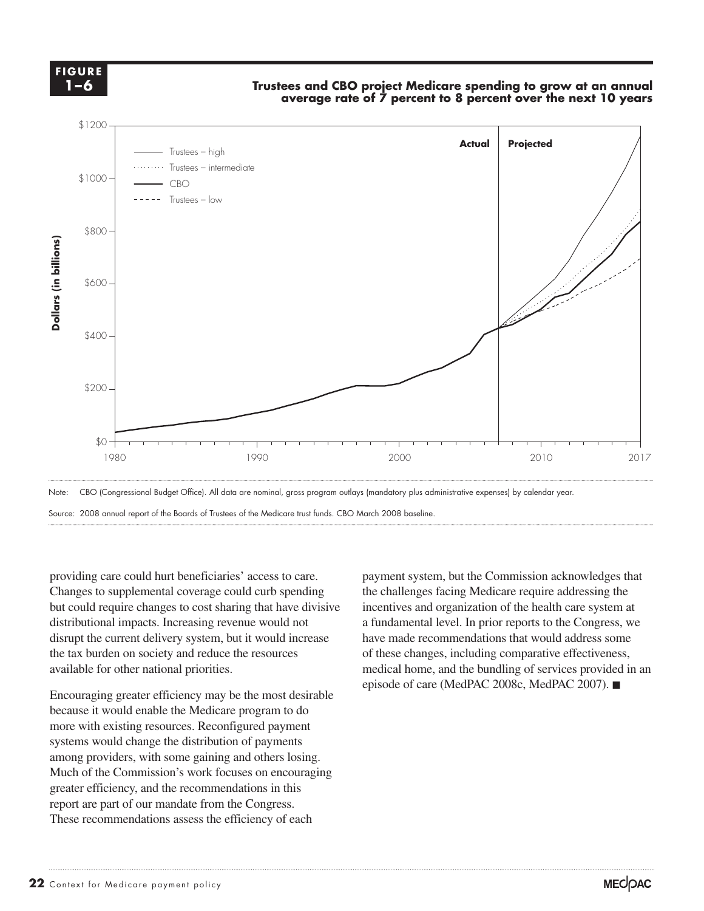**FIGURE 1–6**

**Trustees and CBO project Medicare spending to grow at an annual average rate of 7 percent to 8 percent over the next 10 years**

Note: CBO (Congressional Budget Office). All data are nominal, gross program outlays (mandatory plus administrative expenses) by calendar year.

Source: 2008 annual report of the Boards of Trustees of the Medicare trust funds. CBO March 2008 baseline.

providing care could hurt beneficiaries' access to care. Changes to supplemental coverage could curb spending but could require changes to cost sharing that have divisive distributional impacts. Increasing revenue would not disrupt the current delivery system, but it would increase the tax burden on society and reduce the resources available for other national priorities.

Encouraging greater efficiency may be the most desirable because it would enable the Medicare program to do more with existing resources. Reconfigured payment systems would change the distribution of payments among providers, with some gaining and others losing. Much of the Commission's work focuses on encouraging greater efficiency, and the recommendations in this report are part of our mandate from the Congress. These recommendations assess the efficiency of each payment system, but the Commission acknowledges that the challenges facing Medicare require addressing the incentives and organization of the health care system at a fundamental level. In prior reports to the Congress, we have made recommendations that would address some of these changes, including comparative effectiveness, medical home, and the bundling of services provided in an episode of care (MedPAC 2008c, MedPAC 2007). ■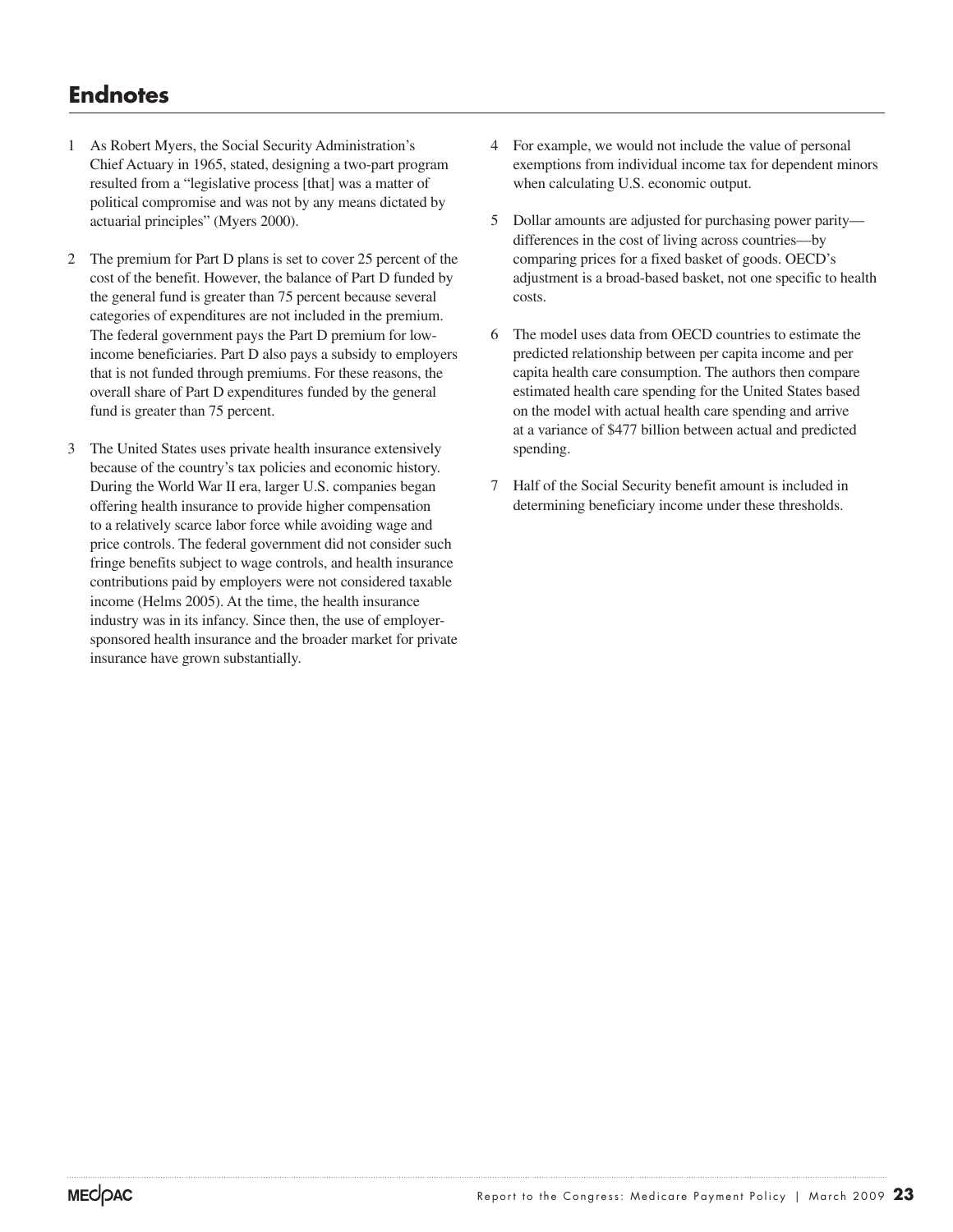## Endnotes

1 As Robert Myers, the Social Security Administration's Chief Actuary in 1965, stated, designing a two-part program resulted from a "legislative process [that] was a matter of political compromise and was not by any means dictated by actuarial principles" (Myers 2000).

2 The premium for Part D plans is set to cover 25 percent of the cost of the benefit. However, the balance of Part D funded by the general fund is greater than 75 percent because several categories of expenditures are not included in the premium. The federal government pays the Part D premium for low-income beneficiaries. Part D also pays a subsidy to employers that is not funded through premiums. For these reasons, the overall share of Part D expenditures funded by the general fund is greater than 75 percent.

3 The United States uses private health insurance extensively because of the country's tax policies and economic history. During the World War II era, larger U.S. companies began offering health insurance to provide higher compensation to a relatively scarce labor force while avoiding wage and price controls. The federal government did not consider such fringe benefits subject to wage controls, and health insurance contributions paid by employers were not considered taxable income (Helms 2005). At the time, the health insurance industry was in its infancy. Since then, the use of employer-sponsored health insurance and the broader market for private insurance have grown substantially.

4 For example, we would not include the value of personal exemptions from individual income tax for dependent minors when calculating U.S. economic output.

5 Dollar amounts are adjusted for purchasing power parity—differences in the cost of living across countries—by comparing prices for a fixed basket of goods. OECD's adjustment is a broad-based basket, not one specific to health costs.

6 The model uses data from OECD countries to estimate the predicted relationship between per capita income and per capita health care consumption. The authors then compare estimated health care spending for the United States based on the model with actual health care spending and arrive at a variance of $477 billion between actual and predicted spending.

7 Half of the Social Security benefit amount is included in determining beneficiary income under these thresholds.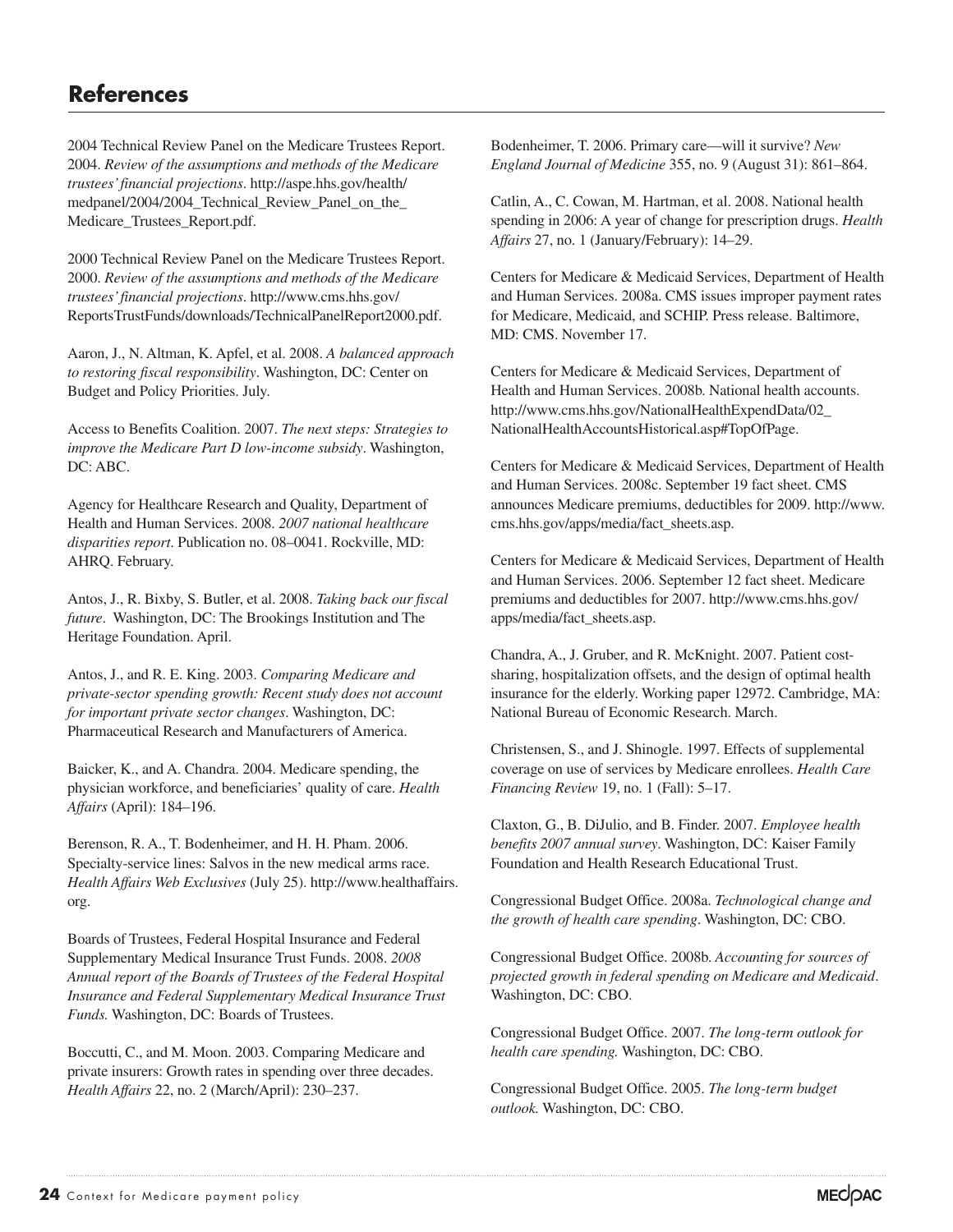## References

2004 Technical Review Panel on the Medicare Trustees Report. 2004. *Review of the assumptions and methods of the Medicare trustees' financial projections*. http://aspe.hhs.gov/health/medpanel/2004/2004_Technical_Review_Panel_on_the_Medicare_Trustees_Report.pdf.

2000 Technical Review Panel on the Medicare Trustees Report. 2000. *Review of the assumptions and methods of the Medicare trustees' financial projections*. http://www.cms.hhs.gov/ReportsTrustFunds/downloads/TechnicalPanelReport2000.pdf.

Aaron, J., N. Altman, K. Apfel, et al. 2008. *A balanced approach to restoring fiscal responsibility*. Washington, DC: Center on Budget and Policy Priorities. July.

Access to Benefits Coalition. 2007. *The next steps: Strategies to improve the Medicare Part D low-income subsidy*. Washington, DC: ABC.

Agency for Healthcare Research and Quality, Department of Health and Human Services. 2008. *2007 national healthcare disparities report*. Publication no. 08–0041. Rockville, MD: AHRQ. February.

Antos, J., R. Bixby, S. Butler, et al. 2008. *Taking back our fiscal future*. Washington, DC: The Brookings Institution and The Heritage Foundation. April.

Antos, J., and R. E. King. 2003. *Comparing Medicare and private-sector spending growth: Recent study does not account for important private sector changes*. Washington, DC: Pharmaceutical Research and Manufacturers of America.

Baicker, K., and A. Chandra. 2004. Medicare spending, the physician workforce, and beneficiaries' quality of care. *Health Affairs* (April): 184–196.

Berenson, R. A., T. Bodenheimer, and H. H. Pham. 2006. Specialty-service lines: Salvos in the new medical arms race. *Health Affairs Web Exclusives* (July 25). http://www.healthaffairs.org.

Boards of Trustees, Federal Hospital Insurance and Federal Supplementary Medical Insurance Trust Funds. 2008. *2008 Annual report of the Boards of Trustees of the Federal Hospital Insurance and Federal Supplementary Medical Insurance Trust Funds.* Washington, DC: Boards of Trustees.

Boccutti, C., and M. Moon. 2003. Comparing Medicare and private insurers: Growth rates in spending over three decades. *Health Affairs* 22, no. 2 (March/April): 230–237.

Bodenheimer, T. 2006. Primary care—will it survive? *New England Journal of Medicine* 355, no. 9 (August 31): 861–864.

Catlin, A., C. Cowan, M. Hartman, et al. 2008. National health spending in 2006: A year of change for prescription drugs. *Health Affairs* 27, no. 1 (January/February): 14–29.

Centers for Medicare & Medicaid Services, Department of Health and Human Services. 2008a. CMS issues improper payment rates for Medicare, Medicaid, and SCHIP. Press release. Baltimore, MD: CMS. November 17.

Centers for Medicare & Medicaid Services, Department of Health and Human Services. 2008b. National health accounts. http://www.cms.hhs.gov/NationalHealthExpendData/02_NationalHealthAccountsHistorical.asp#TopOfPage.

Centers for Medicare & Medicaid Services, Department of Health and Human Services. 2008c. September 19 fact sheet. CMS announces Medicare premiums, deductibles for 2009. http://www.cms.hhs.gov/apps/media/fact_sheets.asp.

Centers for Medicare & Medicaid Services, Department of Health and Human Services. 2006. September 12 fact sheet. Medicare premiums and deductibles for 2007. http://www.cms.hhs.gov/apps/media/fact_sheets.asp.

Chandra, A., J. Gruber, and R. McKnight. 2007. Patient cost-sharing, hospitalization offsets, and the design of optimal health insurance for the elderly. Working paper 12972. Cambridge, MA: National Bureau of Economic Research. March.

Christensen, S., and J. Shinogle. 1997. Effects of supplemental coverage on use of services by Medicare enrollees. *Health Care Financing Review* 19, no. 1 (Fall): 5–17.

Claxton, G., B. DiJulio, and B. Finder. 2007. *Employee health benefits 2007 annual survey*. Washington, DC: Kaiser Family Foundation and Health Research Educational Trust.

Congressional Budget Office. 2008a. *Technological change and the growth of health care spending*. Washington, DC: CBO.

Congressional Budget Office. 2008b. *Accounting for sources of projected growth in federal spending on Medicare and Medicaid*. Washington, DC: CBO.

Congressional Budget Office. 2007. *The long-term outlook for health care spending.* Washington, DC: CBO.

Congressional Budget Office. 2005. *The long-term budget outlook.* Washington, DC: CBO.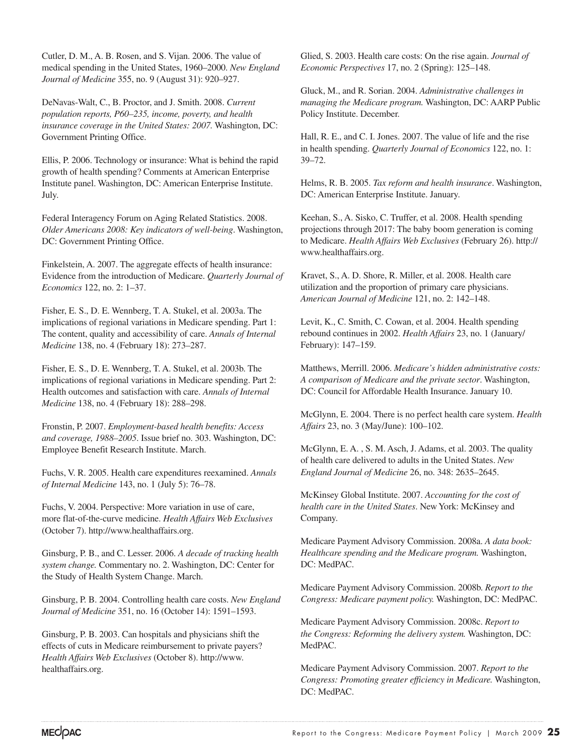Cutler, D. M., A. B. Rosen, and S. Vijan. 2006. The value of medical spending in the United States, 1960–2000. *New England Journal of Medicine* 355, no. 9 (August 31): 920–927.

DeNavas-Walt, C., B. Proctor, and J. Smith. 2008. *Current population reports, P60–235, income, poverty, and health insurance coverage in the United States: 2007.* Washington, DC: Government Printing Office.

Ellis, P. 2006. Technology or insurance: What is behind the rapid growth of health spending? Comments at American Enterprise Institute panel. Washington, DC: American Enterprise Institute. July.

Federal Interagency Forum on Aging Related Statistics. 2008. *Older Americans 2008: Key indicators of well-being*. Washington, DC: Government Printing Office.

Finkelstein, A. 2007. The aggregate effects of health insurance: Evidence from the introduction of Medicare. *Quarterly Journal of Economics* 122, no. 2: 1–37.

Fisher, E. S., D. E. Wennberg, T. A. Stukel, et al. 2003a. The implications of regional variations in Medicare spending. Part 1: The content, quality and accessibility of care. *Annals of Internal Medicine* 138, no. 4 (February 18): 273–287.

Fisher, E. S., D. E. Wennberg, T. A. Stukel, et al. 2003b. The implications of regional variations in Medicare spending. Part 2: Health outcomes and satisfaction with care. *Annals of Internal Medicine* 138, no. 4 (February 18): 288–298.

Fronstin, P. 2007. *Employment-based health benefits: Access and coverage, 1988–2005*. Issue brief no. 303. Washington, DC: Employee Benefit Research Institute. March.

Fuchs, V. R. 2005. Health care expenditures reexamined. *Annals of Internal Medicine* 143, no. 1 (July 5): 76–78.

Fuchs, V. 2004. Perspective: More variation in use of care, more flat-of-the-curve medicine. *Health Affairs Web Exclusives* (October 7). http://www.healthaffairs.org.

Ginsburg, P. B., and C. Lesser. 2006. *A decade of tracking health system change.* Commentary no. 2. Washington, DC: Center for the Study of Health System Change. March.

Ginsburg, P. B. 2004. Controlling health care costs. *New England Journal of Medicine* 351, no. 16 (October 14): 1591–1593.

Ginsburg, P. B. 2003. Can hospitals and physicians shift the effects of cuts in Medicare reimbursement to private payers? *Health Affairs Web Exclusives* (October 8). http://www.healthaffairs.org.

Glied, S. 2003. Health care costs: On the rise again. *Journal of Economic Perspectives* 17, no. 2 (Spring): 125–148.

Gluck, M., and R. Sorian. 2004. *Administrative challenges in managing the Medicare program.* Washington, DC: AARP Public Policy Institute. December.

Hall, R. E., and C. I. Jones. 2007. The value of life and the rise in health spending. *Quarterly Journal of Economics* 122, no. 1: 39–72.

Helms, R. B. 2005. *Tax reform and health insurance*. Washington, DC: American Enterprise Institute. January.

Keehan, S., A. Sisko, C. Truffer, et al. 2008. Health spending projections through 2017: The baby boom generation is coming to Medicare. *Health Affairs Web Exclusives* (February 26). http://www.healthaffairs.org.

Kravet, S., A. D. Shore, R. Miller, et al. 2008. Health care utilization and the proportion of primary care physicians. *American Journal of Medicine* 121, no. 2: 142–148.

Levit, K., C. Smith, C. Cowan, et al. 2004. Health spending rebound continues in 2002. *Health Affairs* 23, no. 1 (January/February): 147–159.

Matthews, Merrill. 2006. *Medicare's hidden administrative costs: A comparison of Medicare and the private sector*. Washington, DC: Council for Affordable Health Insurance. January 10.

McGlynn, E. 2004. There is no perfect health care system. *Health Affairs* 23, no. 3 (May/June): 100–102.

McGlynn, E. A. , S. M. Asch, J. Adams, et al. 2003. The quality of health care delivered to adults in the United States. *New England Journal of Medicine* 26, no. 348: 2635–2645.

McKinsey Global Institute. 2007. *Accounting for the cost of health care in the United States*. New York: McKinsey and Company.

Medicare Payment Advisory Commission. 2008a. *A data book: Healthcare spending and the Medicare program.* Washington, DC: MedPAC.

Medicare Payment Advisory Commission. 2008b. *Report to the Congress: Medicare payment policy.* Washington, DC: MedPAC.

Medicare Payment Advisory Commission. 2008c. *Report to the Congress: Reforming the delivery system.* Washington, DC: MedPAC.

Medicare Payment Advisory Commission. 2007. *Report to the Congress: Promoting greater efficiency in Medicare.* Washington, DC: MedPAC.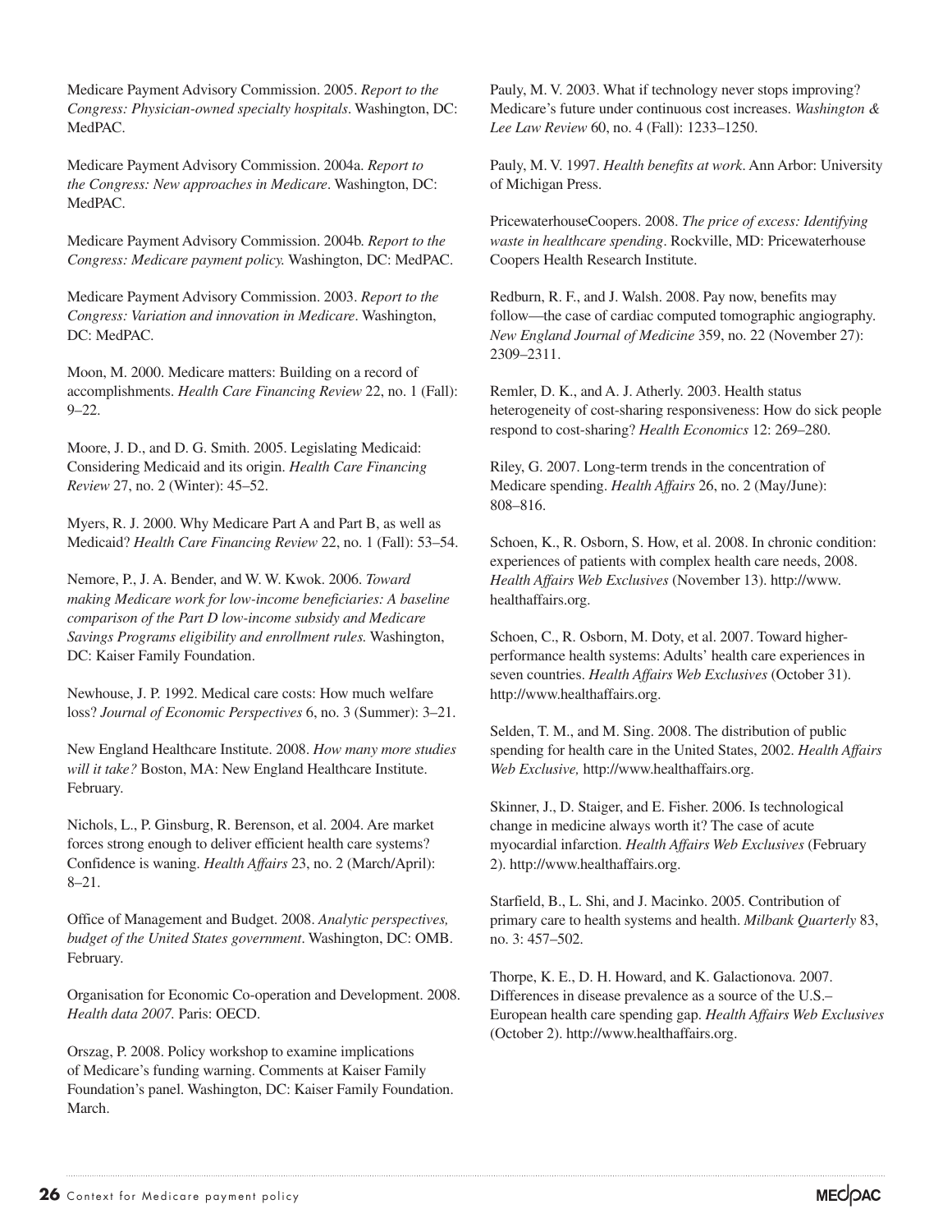Medicare Payment Advisory Commission. 2005. *Report to the Congress: Physician-owned specialty hospitals*. Washington, DC: MedPAC.

Medicare Payment Advisory Commission. 2004a. *Report to the Congress: New approaches in Medicare*. Washington, DC: MedPAC.

Medicare Payment Advisory Commission. 2004b. *Report to the Congress: Medicare payment policy.* Washington, DC: MedPAC.

Medicare Payment Advisory Commission. 2003. *Report to the Congress: Variation and innovation in Medicare*. Washington, DC: MedPAC.

Moon, M. 2000. Medicare matters: Building on a record of accomplishments. *Health Care Financing Review* 22, no. 1 (Fall): 9–22.

Moore, J. D., and D. G. Smith. 2005. Legislating Medicaid: Considering Medicaid and its origin. *Health Care Financing Review* 27, no. 2 (Winter): 45–52.

Myers, R. J. 2000. Why Medicare Part A and Part B, as well as Medicaid? *Health Care Financing Review* 22, no. 1 (Fall): 53–54.

Nemore, P., J. A. Bender, and W. W. Kwok. 2006. *Toward making Medicare work for low-income beneficiaries: A baseline comparison of the Part D low-income subsidy and Medicare Savings Programs eligibility and enrollment rules.* Washington, DC: Kaiser Family Foundation.

Newhouse, J. P. 1992. Medical care costs: How much welfare loss? *Journal of Economic Perspectives* 6, no. 3 (Summer): 3–21.

New England Healthcare Institute. 2008. *How many more studies will it take?* Boston, MA: New England Healthcare Institute. February.

Nichols, L., P. Ginsburg, R. Berenson, et al. 2004. Are market forces strong enough to deliver efficient health care systems? Confidence is waning. *Health Affairs* 23, no. 2 (March/April): 8–21.

Office of Management and Budget. 2008. *Analytic perspectives, budget of the United States government*. Washington, DC: OMB. February.

Organisation for Economic Co-operation and Development. 2008. *Health data 2007.* Paris: OECD.

Orszag, P. 2008. Policy workshop to examine implications of Medicare's funding warning. Comments at Kaiser Family Foundation's panel. Washington, DC: Kaiser Family Foundation. March.

Pauly, M. V. 2003. What if technology never stops improving? Medicare's future under continuous cost increases. *Washington & Lee Law Review* 60, no. 4 (Fall): 1233–1250.

Pauly, M. V. 1997. *Health benefits at work*. Ann Arbor: University of Michigan Press.

PricewaterhouseCoopers. 2008. *The price of excess: Identifying waste in healthcare spending*. Rockville, MD: Pricewaterhouse Coopers Health Research Institute.

Redburn, R. F., and J. Walsh. 2008. Pay now, benefits may follow—the case of cardiac computed tomographic angiography. *New England Journal of Medicine* 359, no. 22 (November 27): 2309–2311.

Remler, D. K., and A. J. Atherly. 2003. Health status heterogeneity of cost-sharing responsiveness: How do sick people respond to cost-sharing? *Health Economics* 12: 269–280.

Riley, G. 2007. Long-term trends in the concentration of Medicare spending. *Health Affairs* 26, no. 2 (May/June): 808–816.

Schoen, K., R. Osborn, S. How, et al. 2008. In chronic condition: experiences of patients with complex health care needs, 2008. *Health Affairs Web Exclusives* (November 13). http://www.healthaffairs.org.

Schoen, C., R. Osborn, M. Doty, et al. 2007. Toward higher-performance health systems: Adults' health care experiences in seven countries. *Health Affairs Web Exclusives* (October 31). http://www.healthaffairs.org.

Selden, T. M., and M. Sing. 2008. The distribution of public spending for health care in the United States, 2002. *Health Affairs Web Exclusive,* http://www.healthaffairs.org.

Skinner, J., D. Staiger, and E. Fisher. 2006. Is technological change in medicine always worth it? The case of acute myocardial infarction. *Health Affairs Web Exclusives* (February 2). http://www.healthaffairs.org.

Starfield, B., L. Shi, and J. Macinko. 2005. Contribution of primary care to health systems and health. *Milbank Quarterly* 83, no. 3: 457–502.

Thorpe, K. E., D. H. Howard, and K. Galactionova. 2007. Differences in disease prevalence as a source of the U.S.–European health care spending gap. *Health Affairs Web Exclusives* (October 2). http://www.healthaffairs.org.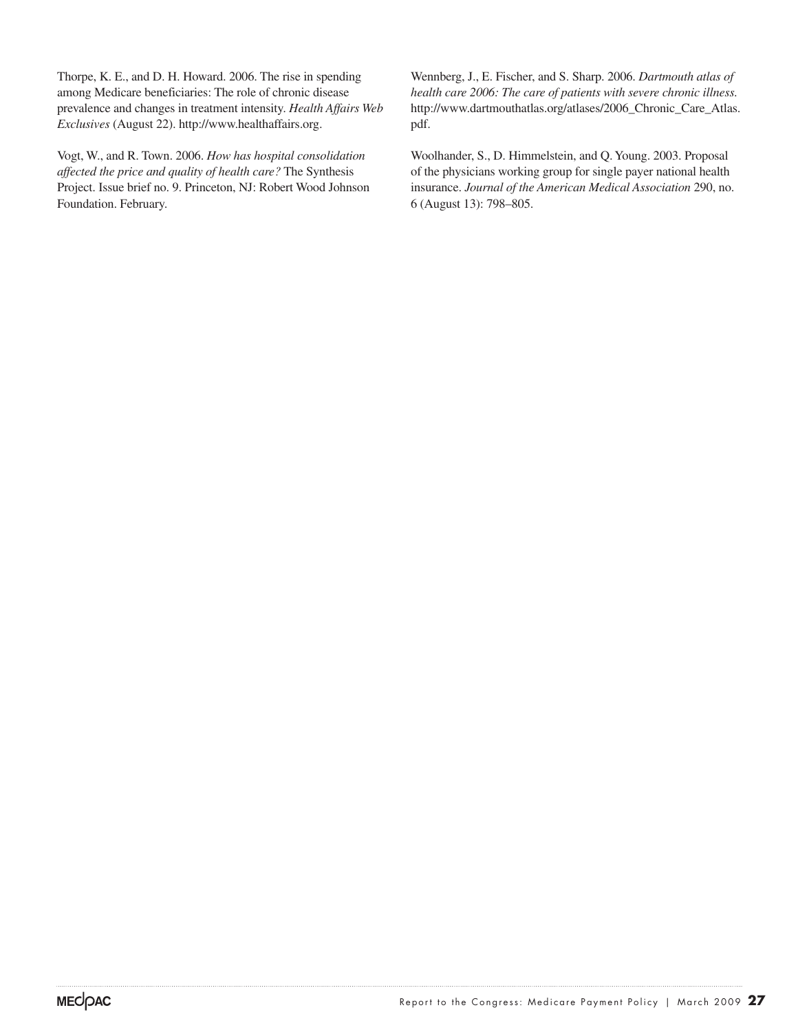Thorpe, K. E., and D. H. Howard. 2006. The rise in spending among Medicare beneficiaries: The role of chronic disease prevalence and changes in treatment intensity. *Health Affairs Web Exclusives* (August 22). http://www.healthaffairs.org.

Vogt, W., and R. Town. 2006. *How has hospital consolidation affected the price and quality of health care?* The Synthesis Project. Issue brief no. 9. Princeton, NJ: Robert Wood Johnson Foundation. February.

Wennberg, J., E. Fischer, and S. Sharp. 2006. *Dartmouth atlas of health care 2006: The care of patients with severe chronic illness.* http://www.dartmouthatlas.org/atlases/2006_Chronic_Care_Atlas.pdf.

Woolhander, S., D. Himmelstein, and Q. Young. 2003. Proposal of the physicians working group for single payer national health insurance. *Journal of the American Medical Association* 290, no. 6 (August 13): 798–805.